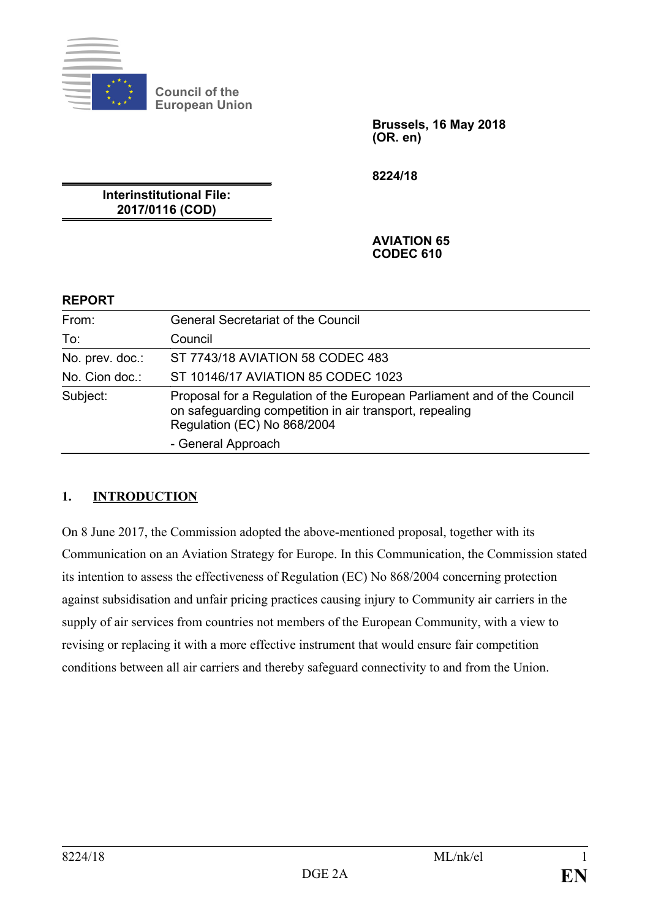Council of the European Union

**Brussels, 16 May 2018**
**(OR. en)**

**8224/18**

**Interinstitutional File:**
**2017/0116 (COD)**

**AVIATION 65**
**CODEC 610**

**REPORT**

| | |
|---|---|
| From: | General Secretariat of the Council |
| To: | Council |
| No. prev. doc.: | ST 7743/18 AVIATION 58 CODEC 483 |
| No. Cion doc.: | ST 10146/17 AVIATION 85 CODEC 1023 |
| Subject: | Proposal for a Regulation of the European Parliament and of the Council on safeguarding competition in air transport, repealing Regulation (EC) No 868/2004<br>- General Approach |

## 1. INTRODUCTION

On 8 June 2017, the Commission adopted the above-mentioned proposal, together with its Communication on an Aviation Strategy for Europe. In this Communication, the Commission stated its intention to assess the effectiveness of Regulation (EC) No 868/2004 concerning protection against subsidisation and unfair pricing practices causing injury to Community air carriers in the supply of air services from countries not members of the European Community, with a view to revising or replacing it with a more effective instrument that would ensure fair competition conditions between all air carriers and thereby safeguard connectivity to and from the Union.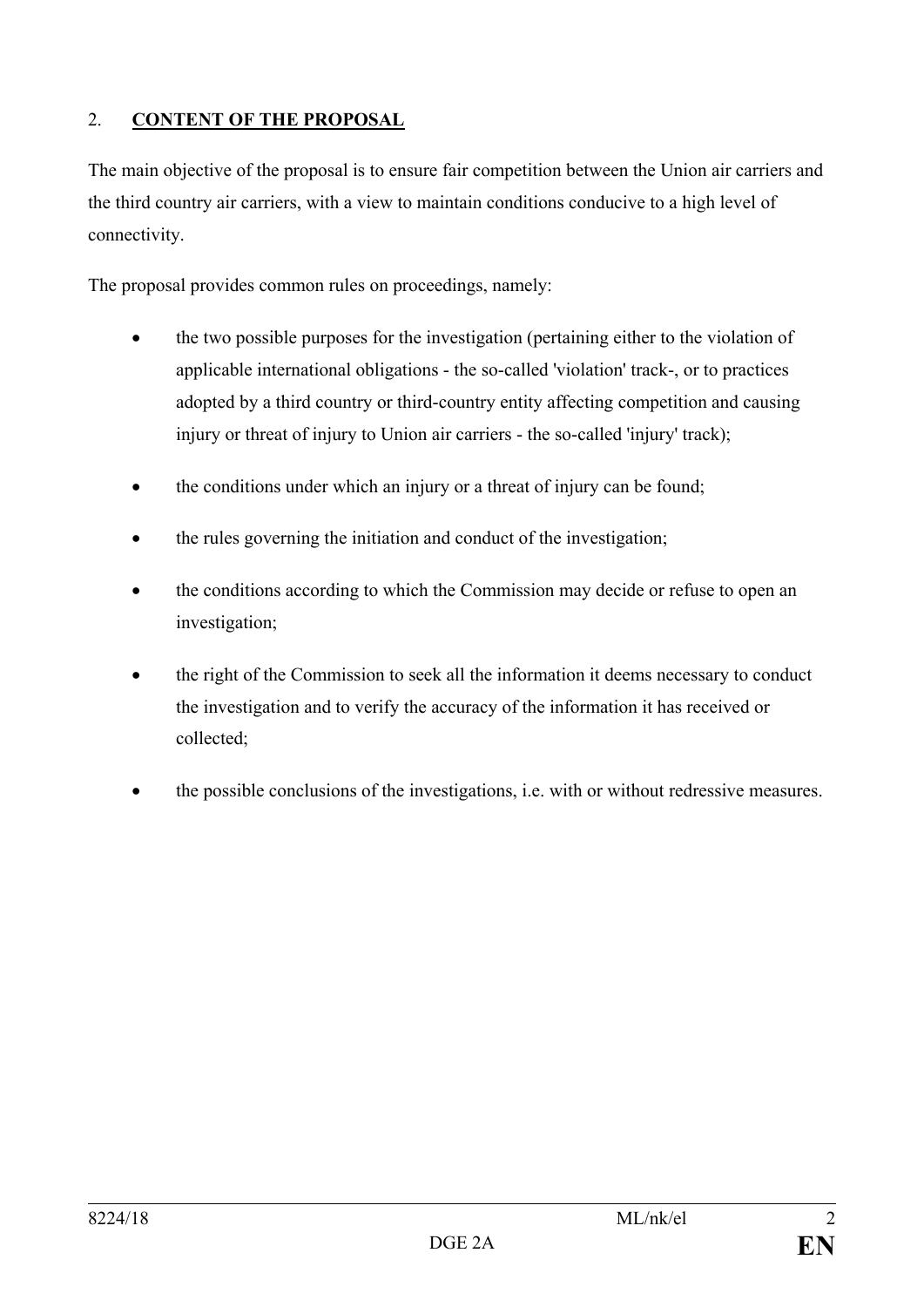## 2. **CONTENT OF THE PROPOSAL**

The main objective of the proposal is to ensure fair competition between the Union air carriers and the third country air carriers, with a view to maintain conditions conducive to a high level of connectivity.

The proposal provides common rules on proceedings, namely:

- the two possible purposes for the investigation (pertaining either to the violation of applicable international obligations - the so-called 'violation' track-, or to practices adopted by a third country or third-country entity affecting competition and causing injury or threat of injury to Union air carriers - the so-called 'injury' track);
- the conditions under which an injury or a threat of injury can be found;
- the rules governing the initiation and conduct of the investigation;
- the conditions according to which the Commission may decide or refuse to open an investigation;
- the right of the Commission to seek all the information it deems necessary to conduct the investigation and to verify the accuracy of the information it has received or collected;
- the possible conclusions of the investigations, i.e. with or without redressive measures.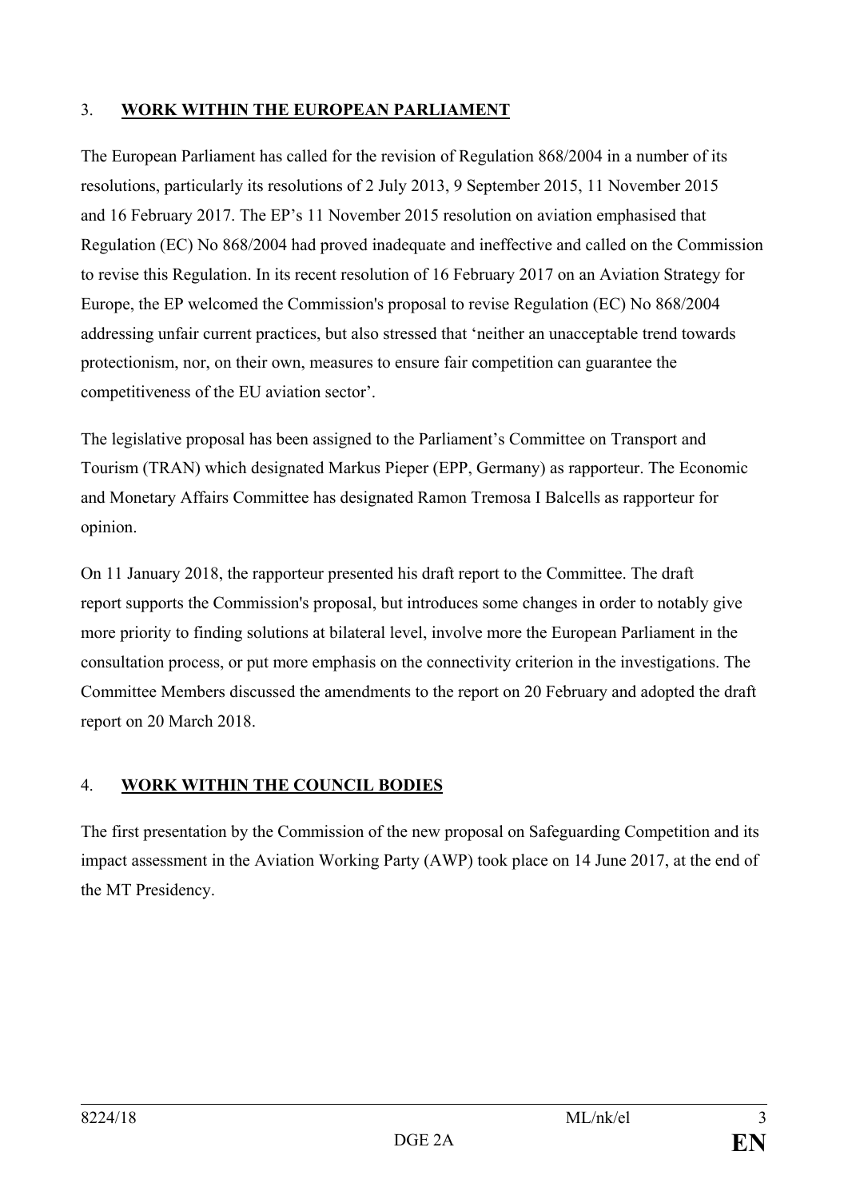## 3. **WORK WITHIN THE EUROPEAN PARLIAMENT**

The European Parliament has called for the revision of Regulation 868/2004 in a number of its resolutions, particularly its resolutions of 2 July 2013, 9 September 2015, 11 November 2015 and 16 February 2017. The EP's 11 November 2015 resolution on aviation emphasised that Regulation (EC) No 868/2004 had proved inadequate and ineffective and called on the Commission to revise this Regulation. In its recent resolution of 16 February 2017 on an Aviation Strategy for Europe, the EP welcomed the Commission's proposal to revise Regulation (EC) No 868/2004 addressing unfair current practices, but also stressed that 'neither an unacceptable trend towards protectionism, nor, on their own, measures to ensure fair competition can guarantee the competitiveness of the EU aviation sector'.

The legislative proposal has been assigned to the Parliament's Committee on Transport and Tourism (TRAN) which designated Markus Pieper (EPP, Germany) as rapporteur. The Economic and Monetary Affairs Committee has designated Ramon Tremosa I Balcells as rapporteur for opinion.

On 11 January 2018, the rapporteur presented his draft report to the Committee. The draft report supports the Commission's proposal, but introduces some changes in order to notably give more priority to finding solutions at bilateral level, involve more the European Parliament in the consultation process, or put more emphasis on the connectivity criterion in the investigations. The Committee Members discussed the amendments to the report on 20 February and adopted the draft report on 20 March 2018.

## 4. **WORK WITHIN THE COUNCIL BODIES**

The first presentation by the Commission of the new proposal on Safeguarding Competition and its impact assessment in the Aviation Working Party (AWP) took place on 14 June 2017, at the end of the MT Presidency.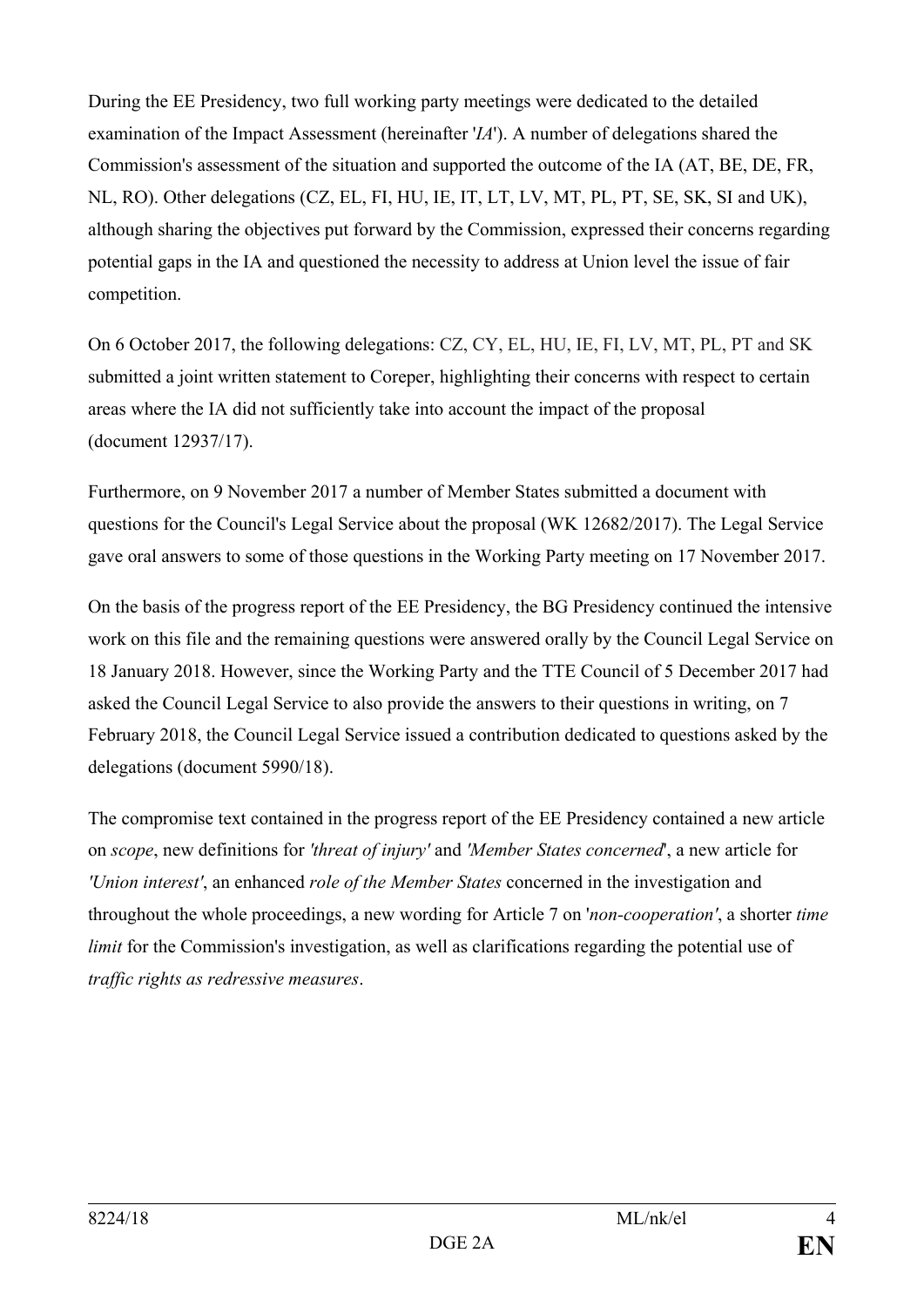During the EE Presidency, two full working party meetings were dedicated to the detailed examination of the Impact Assessment (hereinafter '*IA*'). A number of delegations shared the Commission's assessment of the situation and supported the outcome of the IA (AT, BE, DE, FR, NL, RO). Other delegations (CZ, EL, FI, HU, IE, IT, LT, LV, MT, PL, PT, SE, SK, SI and UK), although sharing the objectives put forward by the Commission, expressed their concerns regarding potential gaps in the IA and questioned the necessity to address at Union level the issue of fair competition.

On 6 October 2017, the following delegations: CZ, CY, EL, HU, IE, FI, LV, MT, PL, PT and SK submitted a joint written statement to Coreper, highlighting their concerns with respect to certain areas where the IA did not sufficiently take into account the impact of the proposal (document 12937/17).

Furthermore, on 9 November 2017 a number of Member States submitted a document with questions for the Council's Legal Service about the proposal (WK 12682/2017). The Legal Service gave oral answers to some of those questions in the Working Party meeting on 17 November 2017.

On the basis of the progress report of the EE Presidency, the BG Presidency continued the intensive work on this file and the remaining questions were answered orally by the Council Legal Service on 18 January 2018. However, since the Working Party and the TTE Council of 5 December 2017 had asked the Council Legal Service to also provide the answers to their questions in writing, on 7 February 2018, the Council Legal Service issued a contribution dedicated to questions asked by the delegations (document 5990/18).

The compromise text contained in the progress report of the EE Presidency contained a new article on *scope*, new definitions for *'threat of injury'* and *'Member States concerned*', a new article for *'Union interest'*, an enhanced *role of the Member States* concerned in the investigation and throughout the whole proceedings, a new wording for Article 7 on '*non-cooperation'*, a shorter *time limit* for the Commission's investigation, as well as clarifications regarding the potential use of *traffic rights as redressive measures*.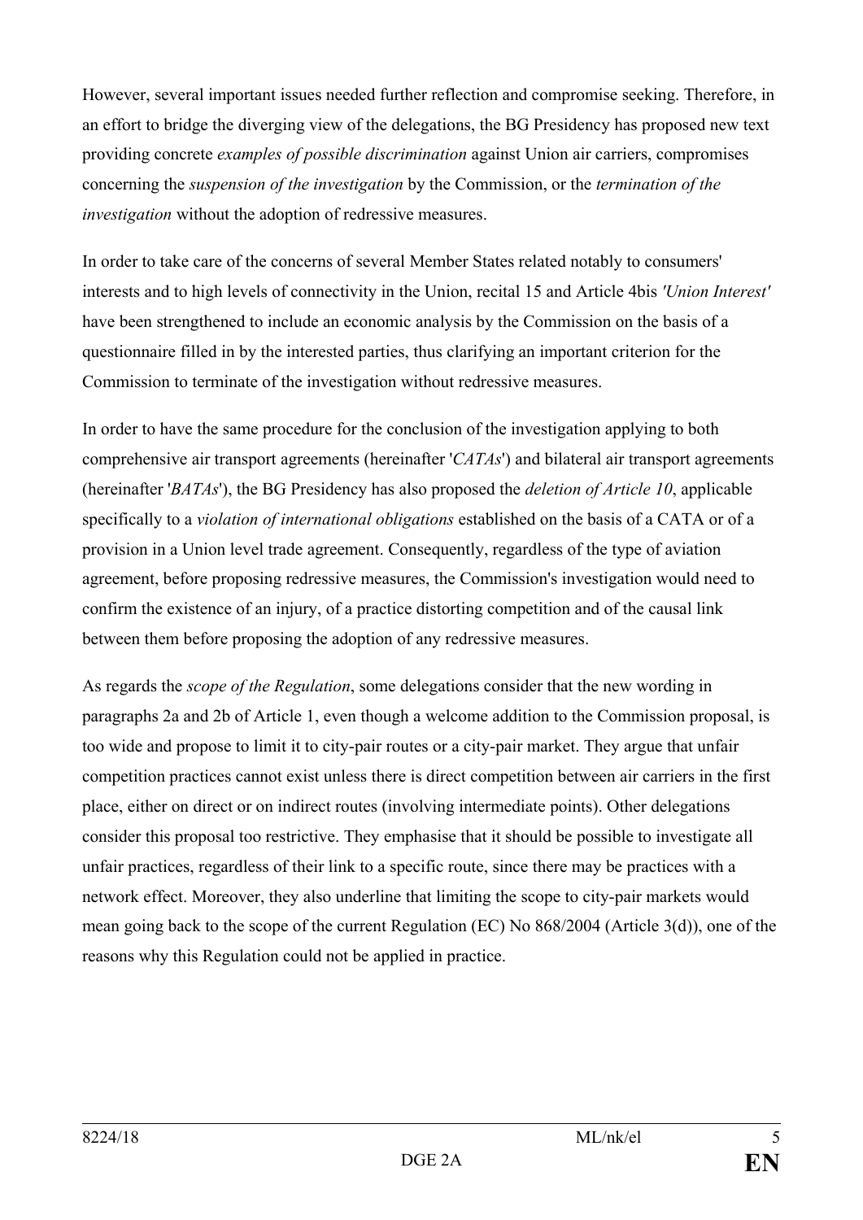However, several important issues needed further reflection and compromise seeking. Therefore, in an effort to bridge the diverging view of the delegations, the BG Presidency has proposed new text providing concrete *examples of possible discrimination* against Union air carriers, compromises concerning the *suspension of the investigation* by the Commission, or the *termination of the investigation* without the adoption of redressive measures.

In order to take care of the concerns of several Member States related notably to consumers' interests and to high levels of connectivity in the Union, recital 15 and Article 4bis *'Union Interest'* have been strengthened to include an economic analysis by the Commission on the basis of a questionnaire filled in by the interested parties, thus clarifying an important criterion for the Commission to terminate of the investigation without redressive measures.

In order to have the same procedure for the conclusion of the investigation applying to both comprehensive air transport agreements (hereinafter '*CATAs*') and bilateral air transport agreements (hereinafter '*BATAs*'), the BG Presidency has also proposed the *deletion of Article 10*, applicable specifically to a *violation of international obligations* established on the basis of a CATA or of a provision in a Union level trade agreement. Consequently, regardless of the type of aviation agreement, before proposing redressive measures, the Commission's investigation would need to confirm the existence of an injury, of a practice distorting competition and of the causal link between them before proposing the adoption of any redressive measures.

As regards the *scope of the Regulation*, some delegations consider that the new wording in paragraphs 2a and 2b of Article 1, even though a welcome addition to the Commission proposal, is too wide and propose to limit it to city-pair routes or a city-pair market. They argue that unfair competition practices cannot exist unless there is direct competition between air carriers in the first place, either on direct or on indirect routes (involving intermediate points). Other delegations consider this proposal too restrictive. They emphasise that it should be possible to investigate all unfair practices, regardless of their link to a specific route, since there may be practices with a network effect. Moreover, they also underline that limiting the scope to city-pair markets would mean going back to the scope of the current Regulation (EC) No 868/2004 (Article 3(d)), one of the reasons why this Regulation could not be applied in practice.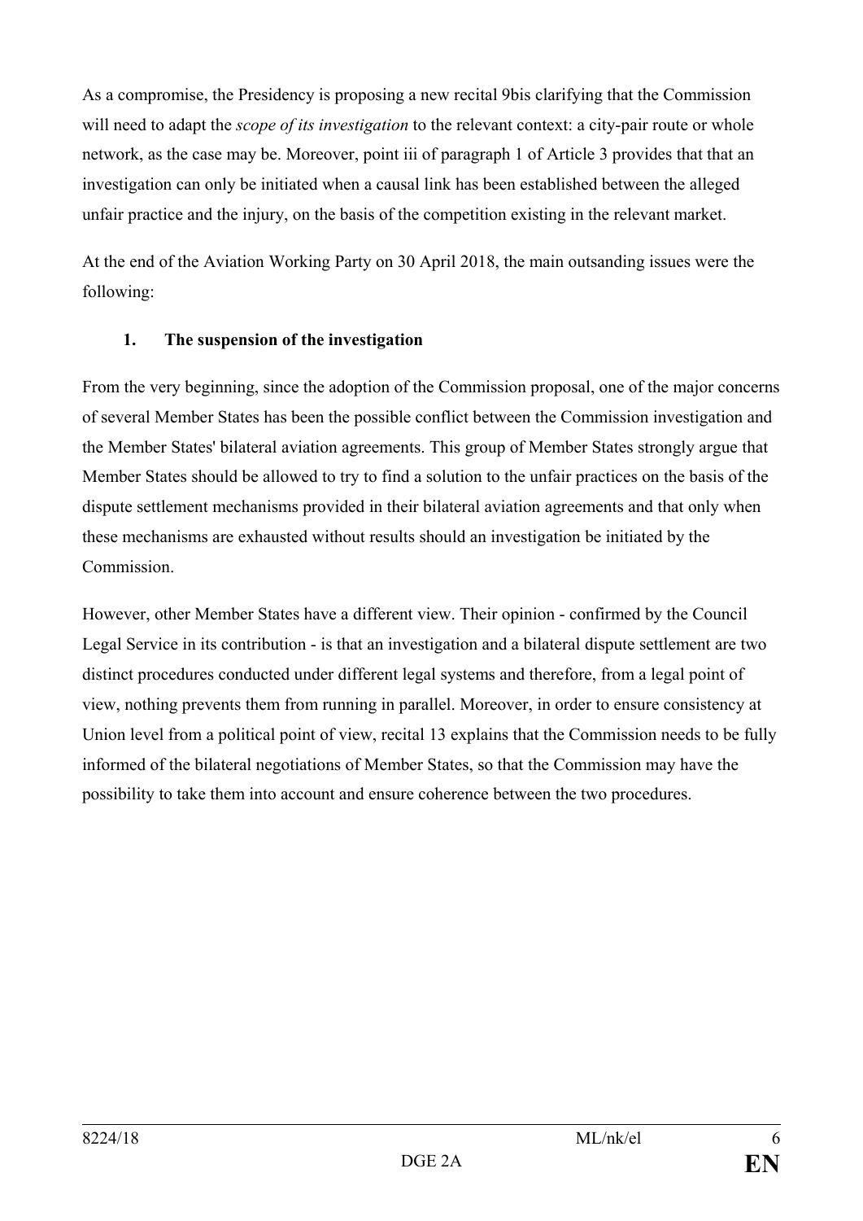As a compromise, the Presidency is proposing a new recital 9bis clarifying that the Commission will need to adapt the *scope of its investigation* to the relevant context: a city-pair route or whole network, as the case may be. Moreover, point iii of paragraph 1 of Article 3 provides that that an investigation can only be initiated when a causal link has been established between the alleged unfair practice and the injury, on the basis of the competition existing in the relevant market.

At the end of the Aviation Working Party on 30 April 2018, the main outsanding issues were the following:

**1. The suspension of the investigation**

From the very beginning, since the adoption of the Commission proposal, one of the major concerns of several Member States has been the possible conflict between the Commission investigation and the Member States' bilateral aviation agreements. This group of Member States strongly argue that Member States should be allowed to try to find a solution to the unfair practices on the basis of the dispute settlement mechanisms provided in their bilateral aviation agreements and that only when these mechanisms are exhausted without results should an investigation be initiated by the Commission.

However, other Member States have a different view. Their opinion - confirmed by the Council Legal Service in its contribution - is that an investigation and a bilateral dispute settlement are two distinct procedures conducted under different legal systems and therefore, from a legal point of view, nothing prevents them from running in parallel. Moreover, in order to ensure consistency at Union level from a political point of view, recital 13 explains that the Commission needs to be fully informed of the bilateral negotiations of Member States, so that the Commission may have the possibility to take them into account and ensure coherence between the two procedures.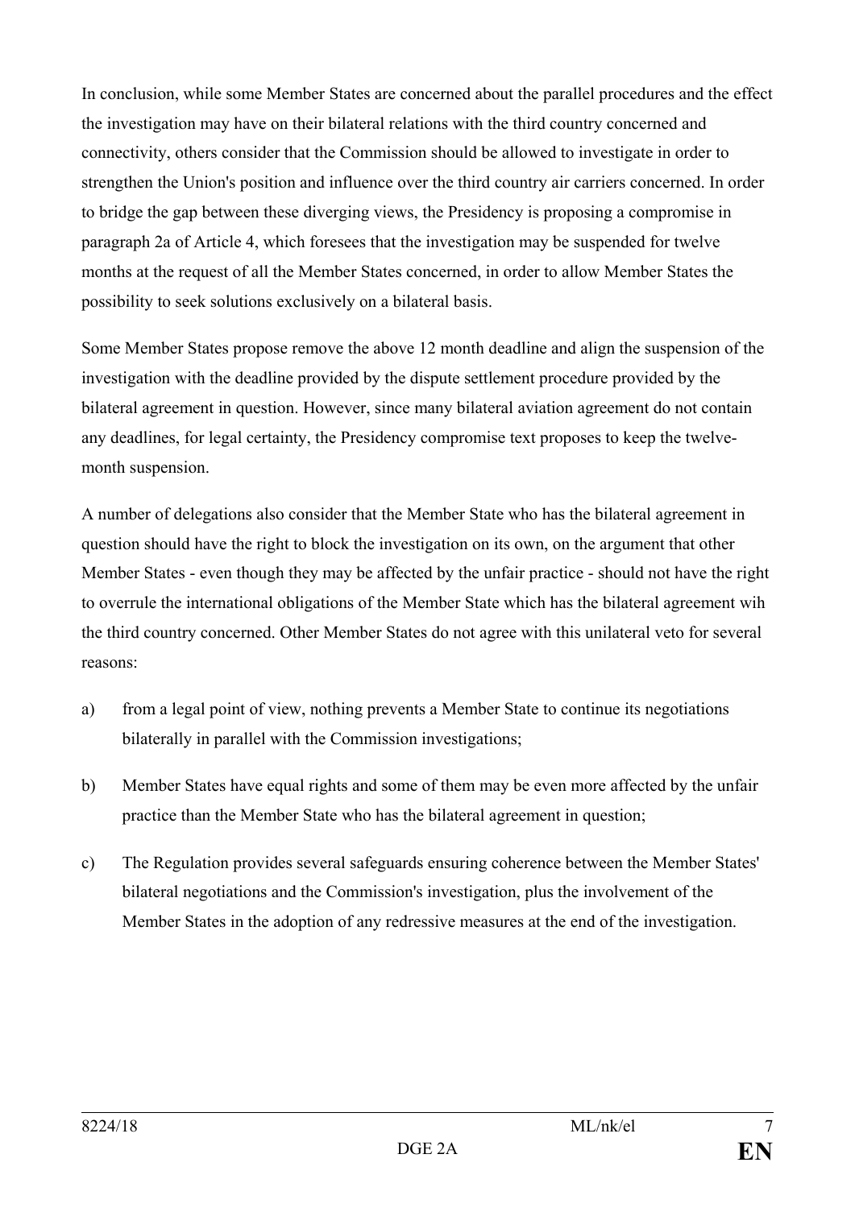In conclusion, while some Member States are concerned about the parallel procedures and the effect the investigation may have on their bilateral relations with the third country concerned and connectivity, others consider that the Commission should be allowed to investigate in order to strengthen the Union's position and influence over the third country air carriers concerned. In order to bridge the gap between these diverging views, the Presidency is proposing a compromise in paragraph 2a of Article 4, which foresees that the investigation may be suspended for twelve months at the request of all the Member States concerned, in order to allow Member States the possibility to seek solutions exclusively on a bilateral basis.

Some Member States propose remove the above 12 month deadline and align the suspension of the investigation with the deadline provided by the dispute settlement procedure provided by the bilateral agreement in question. However, since many bilateral aviation agreement do not contain any deadlines, for legal certainty, the Presidency compromise text proposes to keep the twelve-month suspension.

A number of delegations also consider that the Member State who has the bilateral agreement in question should have the right to block the investigation on its own, on the argument that other Member States - even though they may be affected by the unfair practice - should not have the right to overrule the international obligations of the Member State which has the bilateral agreement wih the third country concerned. Other Member States do not agree with this unilateral veto for several reasons:

a) from a legal point of view, nothing prevents a Member State to continue its negotiations bilaterally in parallel with the Commission investigations;

b) Member States have equal rights and some of them may be even more affected by the unfair practice than the Member State who has the bilateral agreement in question;

c) The Regulation provides several safeguards ensuring coherence between the Member States' bilateral negotiations and the Commission's investigation, plus the involvement of the Member States in the adoption of any redressive measures at the end of the investigation.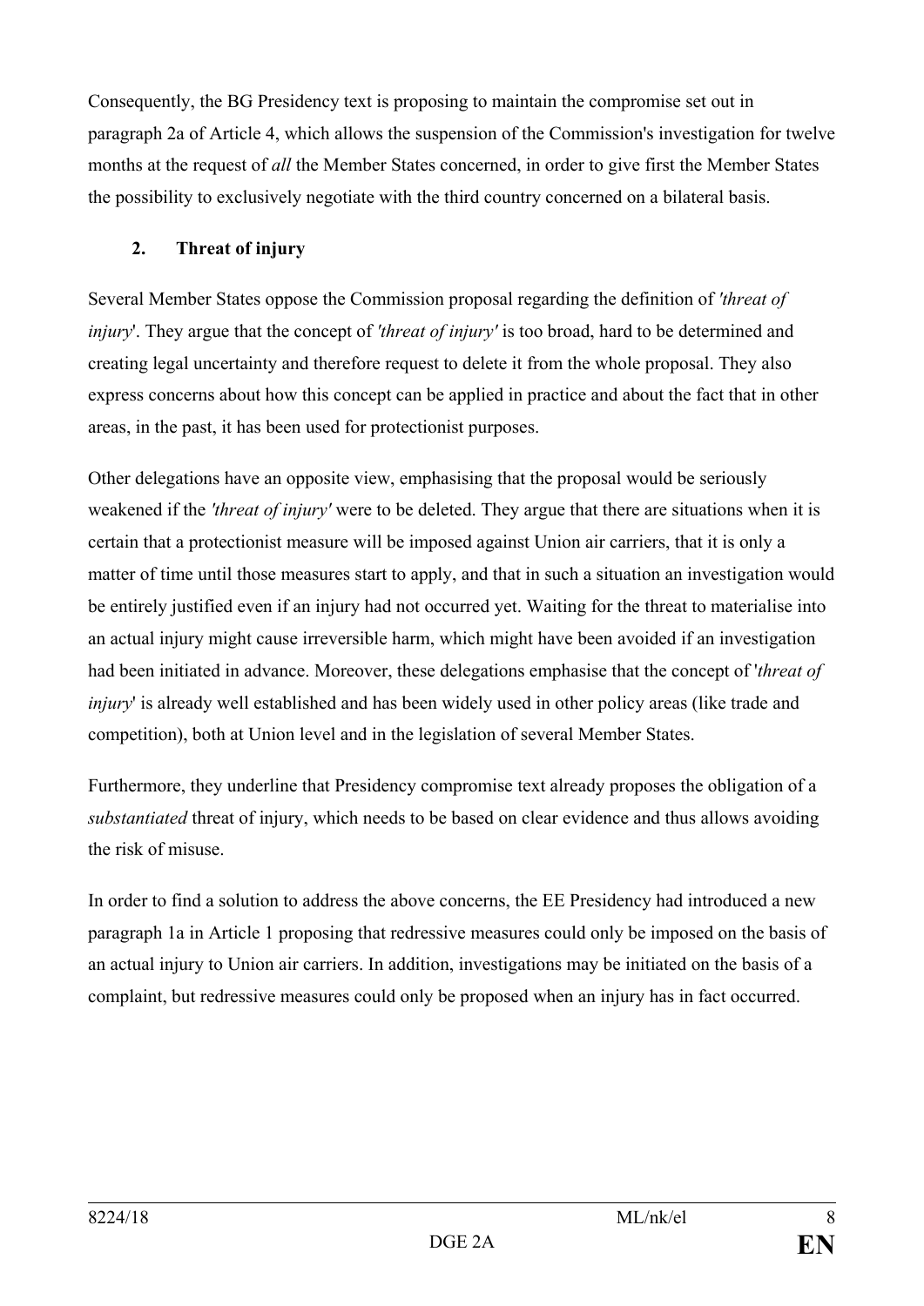Consequently, the BG Presidency text is proposing to maintain the compromise set out in paragraph 2a of Article 4, which allows the suspension of the Commission's investigation for twelve months at the request of *all* the Member States concerned, in order to give first the Member States the possibility to exclusively negotiate with the third country concerned on a bilateral basis.

## 2. Threat of injury

Several Member States oppose the Commission proposal regarding the definition of *'threat of injury*'. They argue that the concept of *'threat of injury'* is too broad, hard to be determined and creating legal uncertainty and therefore request to delete it from the whole proposal. They also express concerns about how this concept can be applied in practice and about the fact that in other areas, in the past, it has been used for protectionist purposes.

Other delegations have an opposite view, emphasising that the proposal would be seriously weakened if the *'threat of injury'* were to be deleted. They argue that there are situations when it is certain that a protectionist measure will be imposed against Union air carriers, that it is only a matter of time until those measures start to apply, and that in such a situation an investigation would be entirely justified even if an injury had not occurred yet. Waiting for the threat to materialise into an actual injury might cause irreversible harm, which might have been avoided if an investigation had been initiated in advance. Moreover, these delegations emphasise that the concept of '*threat of injury*' is already well established and has been widely used in other policy areas (like trade and competition), both at Union level and in the legislation of several Member States.

Furthermore, they underline that Presidency compromise text already proposes the obligation of a *substantiated* threat of injury, which needs to be based on clear evidence and thus allows avoiding the risk of misuse.

In order to find a solution to address the above concerns, the EE Presidency had introduced a new paragraph 1a in Article 1 proposing that redressive measures could only be imposed on the basis of an actual injury to Union air carriers. In addition, investigations may be initiated on the basis of a complaint, but redressive measures could only be proposed when an injury has in fact occurred.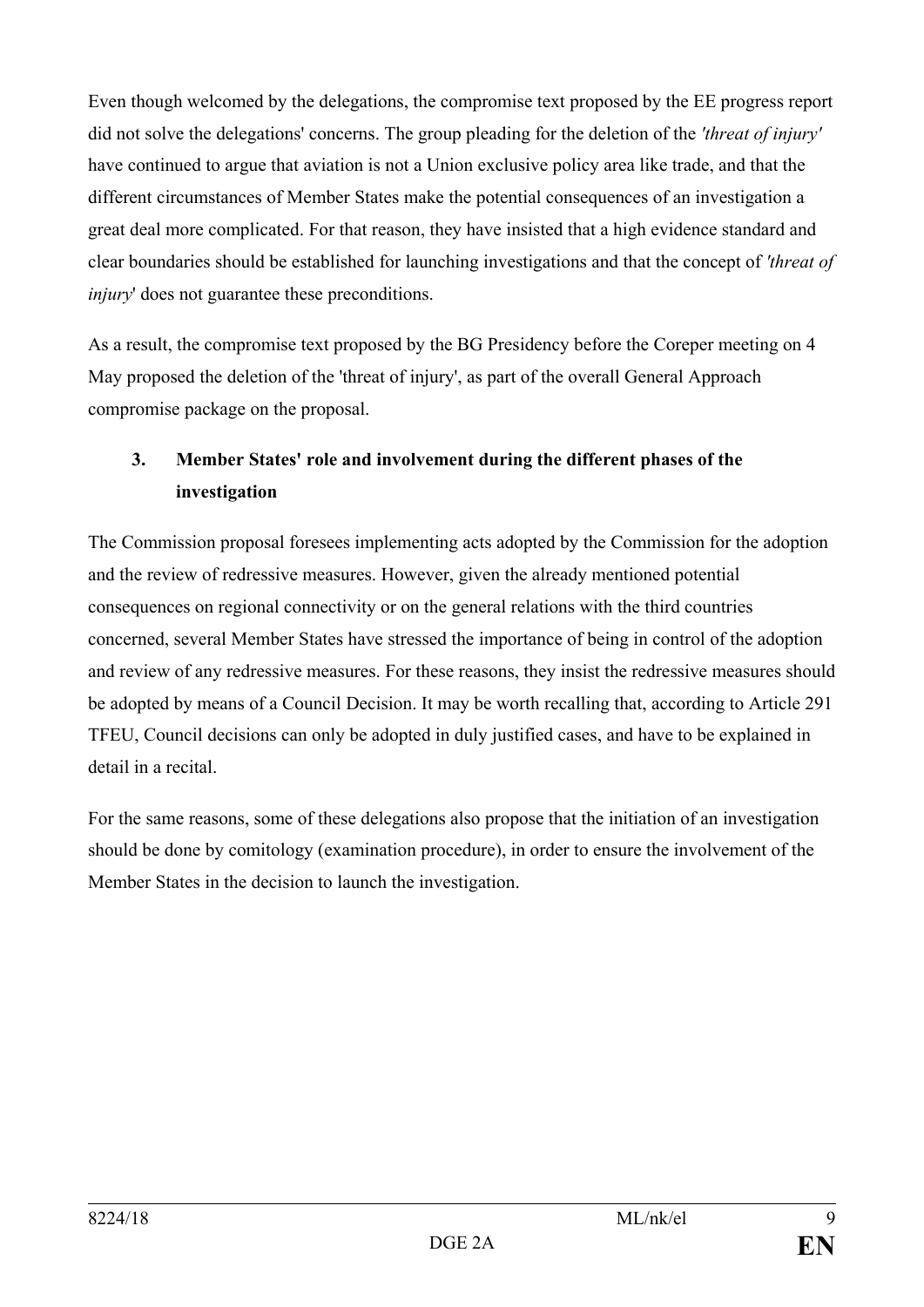Even though welcomed by the delegations, the compromise text proposed by the EE progress report did not solve the delegations' concerns. The group pleading for the deletion of the *'threat of injury'* have continued to argue that aviation is not a Union exclusive policy area like trade, and that the different circumstances of Member States make the potential consequences of an investigation a great deal more complicated. For that reason, they have insisted that a high evidence standard and clear boundaries should be established for launching investigations and that the concept of *'threat of injury*' does not guarantee these preconditions.

As a result, the compromise text proposed by the BG Presidency before the Coreper meeting on 4 May proposed the deletion of the 'threat of injury', as part of the overall General Approach compromise package on the proposal.

### 3. Member States' role and involvement during the different phases of the investigation

The Commission proposal foresees implementing acts adopted by the Commission for the adoption and the review of redressive measures. However, given the already mentioned potential consequences on regional connectivity or on the general relations with the third countries concerned, several Member States have stressed the importance of being in control of the adoption and review of any redressive measures. For these reasons, they insist the redressive measures should be adopted by means of a Council Decision. It may be worth recalling that, according to Article 291 TFEU, Council decisions can only be adopted in duly justified cases, and have to be explained in detail in a recital.

For the same reasons, some of these delegations also propose that the initiation of an investigation should be done by comitology (examination procedure), in order to ensure the involvement of the Member States in the decision to launch the investigation.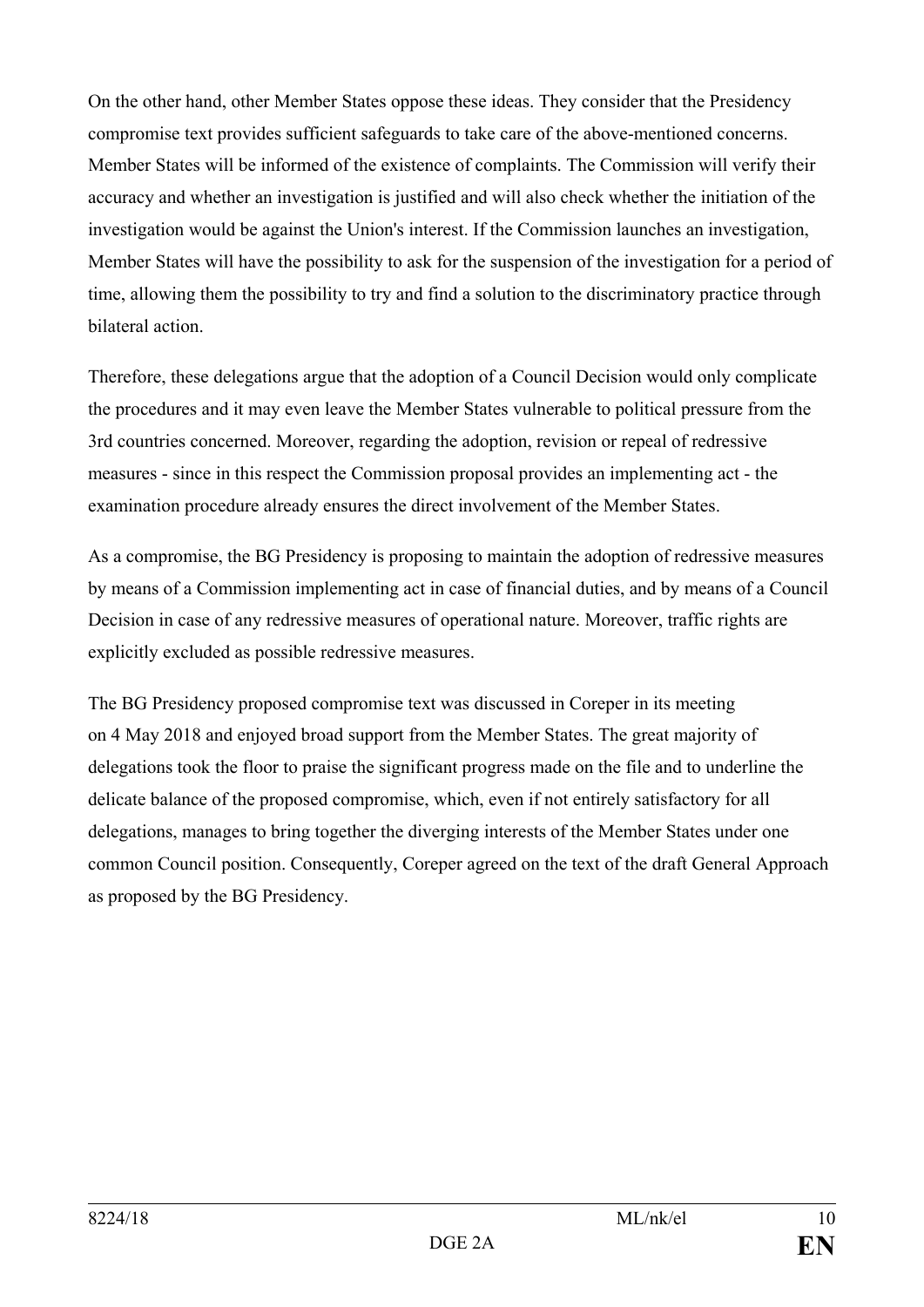On the other hand, other Member States oppose these ideas. They consider that the Presidency compromise text provides sufficient safeguards to take care of the above-mentioned concerns. Member States will be informed of the existence of complaints. The Commission will verify their accuracy and whether an investigation is justified and will also check whether the initiation of the investigation would be against the Union's interest. If the Commission launches an investigation, Member States will have the possibility to ask for the suspension of the investigation for a period of time, allowing them the possibility to try and find a solution to the discriminatory practice through bilateral action.

Therefore, these delegations argue that the adoption of a Council Decision would only complicate the procedures and it may even leave the Member States vulnerable to political pressure from the 3rd countries concerned. Moreover, regarding the adoption, revision or repeal of redressive measures - since in this respect the Commission proposal provides an implementing act - the examination procedure already ensures the direct involvement of the Member States.

As a compromise, the BG Presidency is proposing to maintain the adoption of redressive measures by means of a Commission implementing act in case of financial duties, and by means of a Council Decision in case of any redressive measures of operational nature. Moreover, traffic rights are explicitly excluded as possible redressive measures.

The BG Presidency proposed compromise text was discussed in Coreper in its meeting on 4 May 2018 and enjoyed broad support from the Member States. The great majority of delegations took the floor to praise the significant progress made on the file and to underline the delicate balance of the proposed compromise, which, even if not entirely satisfactory for all delegations, manages to bring together the diverging interests of the Member States under one common Council position. Consequently, Coreper agreed on the text of the draft General Approach as proposed by the BG Presidency.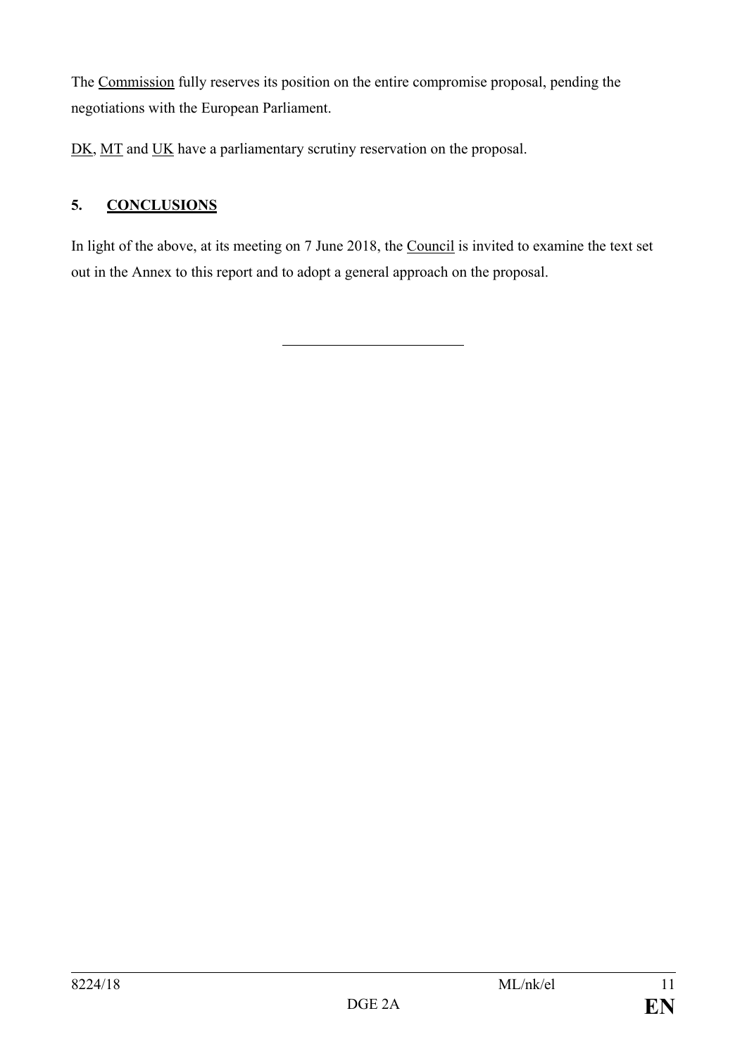The Commission fully reserves its position on the entire compromise proposal, pending the negotiations with the European Parliament.

DK, MT and UK have a parliamentary scrutiny reservation on the proposal.

## 5. CONCLUSIONS

In light of the above, at its meeting on 7 June 2018, the Council is invited to examine the text set out in the Annex to this report and to adopt a general approach on the proposal.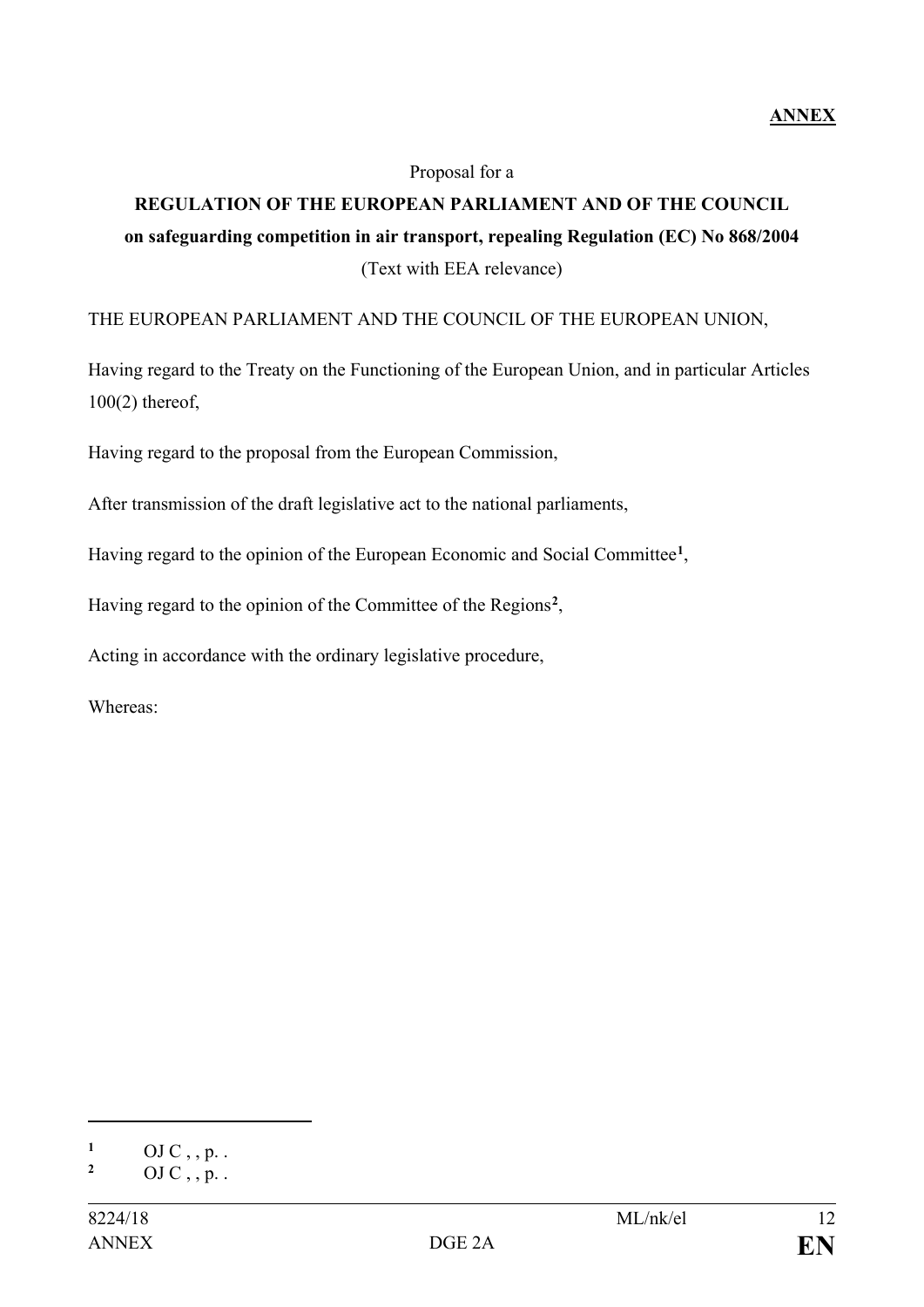**ANNEX**

Proposal for a

**REGULATION OF THE EUROPEAN PARLIAMENT AND OF THE COUNCIL**

**on safeguarding competition in air transport, repealing Regulation (EC) No 868/2004**

(Text with EEA relevance)

THE EUROPEAN PARLIAMENT AND THE COUNCIL OF THE EUROPEAN UNION,

Having regard to the Treaty on the Functioning of the European Union, and in particular Articles 100(2) thereof,

Having regard to the proposal from the European Commission,

After transmission of the draft legislative act to the national parliaments,

Having regard to the opinion of the European Economic and Social Committee[1],

Having regard to the opinion of the Committee of the Regions[2],

Acting in accordance with the ordinary legislative procedure,

Whereas:

---

[1] OJ C , , p. .

[2] OJ C , , p. .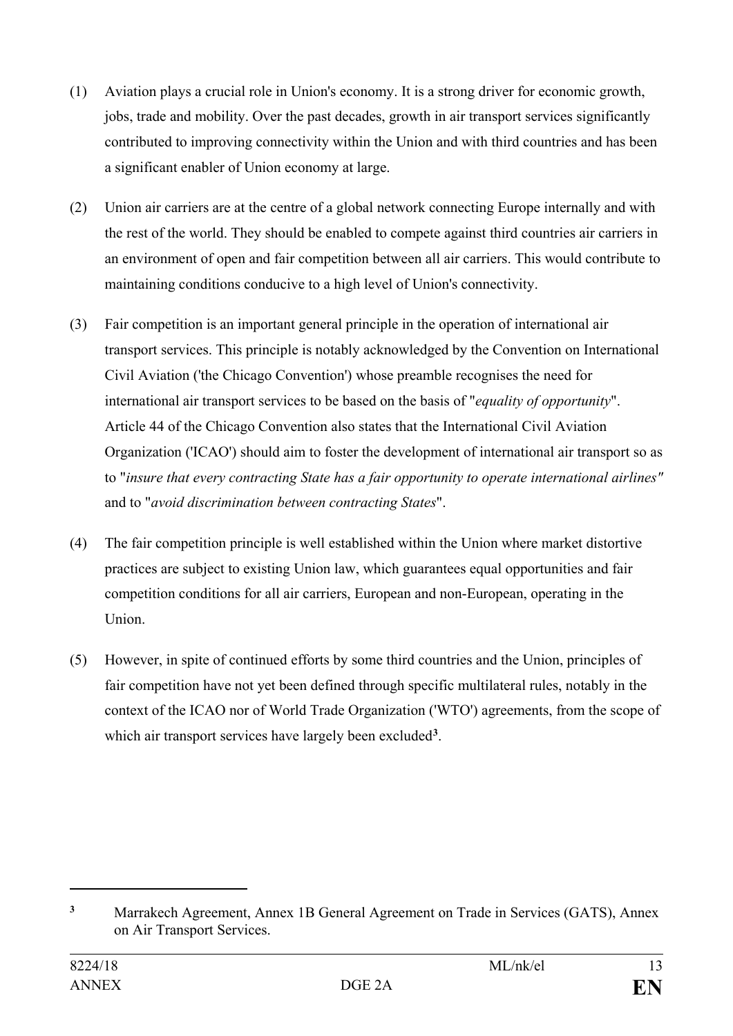(1) Aviation plays a crucial role in Union's economy. It is a strong driver for economic growth, jobs, trade and mobility. Over the past decades, growth in air transport services significantly contributed to improving connectivity within the Union and with third countries and has been a significant enabler of Union economy at large.

(2) Union air carriers are at the centre of a global network connecting Europe internally and with the rest of the world. They should be enabled to compete against third countries air carriers in an environment of open and fair competition between all air carriers. This would contribute to maintaining conditions conducive to a high level of Union's connectivity.

(3) Fair competition is an important general principle in the operation of international air transport services. This principle is notably acknowledged by the Convention on International Civil Aviation ('the Chicago Convention') whose preamble recognises the need for international air transport services to be based on the basis of "*equality of opportunity*". Article 44 of the Chicago Convention also states that the International Civil Aviation Organization ('ICAO') should aim to foster the development of international air transport so as to "*insure that every contracting State has a fair opportunity to operate international airlines"* and to "*avoid discrimination between contracting States*".

(4) The fair competition principle is well established within the Union where market distortive practices are subject to existing Union law, which guarantees equal opportunities and fair competition conditions for all air carriers, European and non-European, operating in the Union.

(5) However, in spite of continued efforts by some third countries and the Union, principles of fair competition have not yet been defined through specific multilateral rules, notably in the context of the ICAO nor of World Trade Organization ('WTO') agreements, from the scope of which air transport services have largely been excluded[3].

---

[3] Marrakech Agreement, Annex 1B General Agreement on Trade in Services (GATS), Annex on Air Transport Services.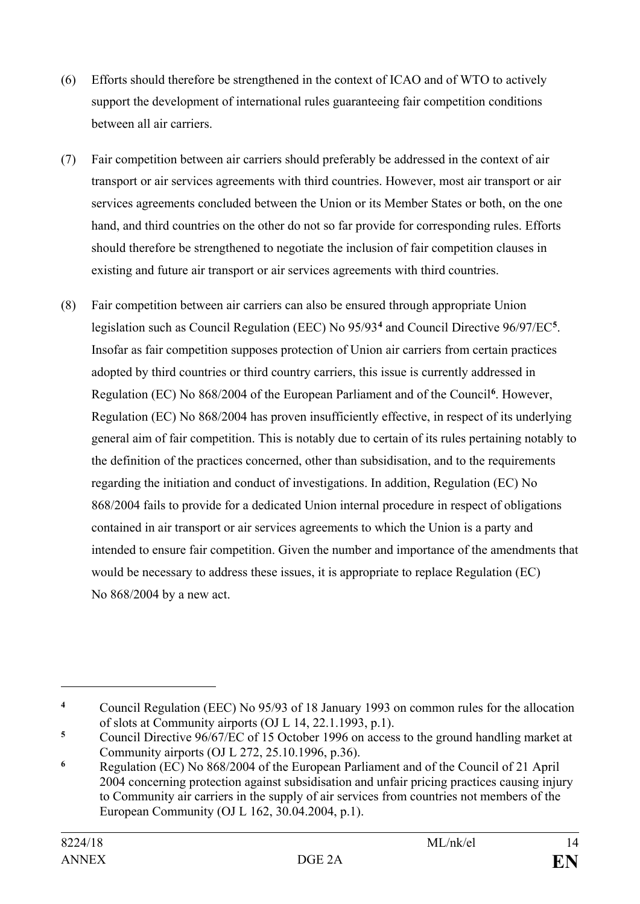(6) Efforts should therefore be strengthened in the context of ICAO and of WTO to actively support the development of international rules guaranteeing fair competition conditions between all air carriers.

(7) Fair competition between air carriers should preferably be addressed in the context of air transport or air services agreements with third countries. However, most air transport or air services agreements concluded between the Union or its Member States or both, on the one hand, and third countries on the other do not so far provide for corresponding rules. Efforts should therefore be strengthened to negotiate the inclusion of fair competition clauses in existing and future air transport or air services agreements with third countries.

(8) Fair competition between air carriers can also be ensured through appropriate Union legislation such as Council Regulation (EEC) No 95/93[4] and Council Directive 96/97/EC[5]. Insofar as fair competition supposes protection of Union air carriers from certain practices adopted by third countries or third country carriers, this issue is currently addressed in Regulation (EC) No 868/2004 of the European Parliament and of the Council[6]. However, Regulation (EC) No 868/2004 has proven insufficiently effective, in respect of its underlying general aim of fair competition. This is notably due to certain of its rules pertaining notably to the definition of the practices concerned, other than subsidisation, and to the requirements regarding the initiation and conduct of investigations. In addition, Regulation (EC) No 868/2004 fails to provide for a dedicated Union internal procedure in respect of obligations contained in air transport or air services agreements to which the Union is a party and intended to ensure fair competition. Given the number and importance of the amendments that would be necessary to address these issues, it is appropriate to replace Regulation (EC) No 868/2004 by a new act.

---

[4] Council Regulation (EEC) No 95/93 of 18 January 1993 on common rules for the allocation of slots at Community airports (OJ L 14, 22.1.1993, p.1).

[5] Council Directive 96/67/EC of 15 October 1996 on access to the ground handling market at Community airports (OJ L 272, 25.10.1996, p.36).

[6] Regulation (EC) No 868/2004 of the European Parliament and of the Council of 21 April 2004 concerning protection against subsidisation and unfair pricing practices causing injury to Community air carriers in the supply of air services from countries not members of the European Community (OJ L 162, 30.04.2004, p.1).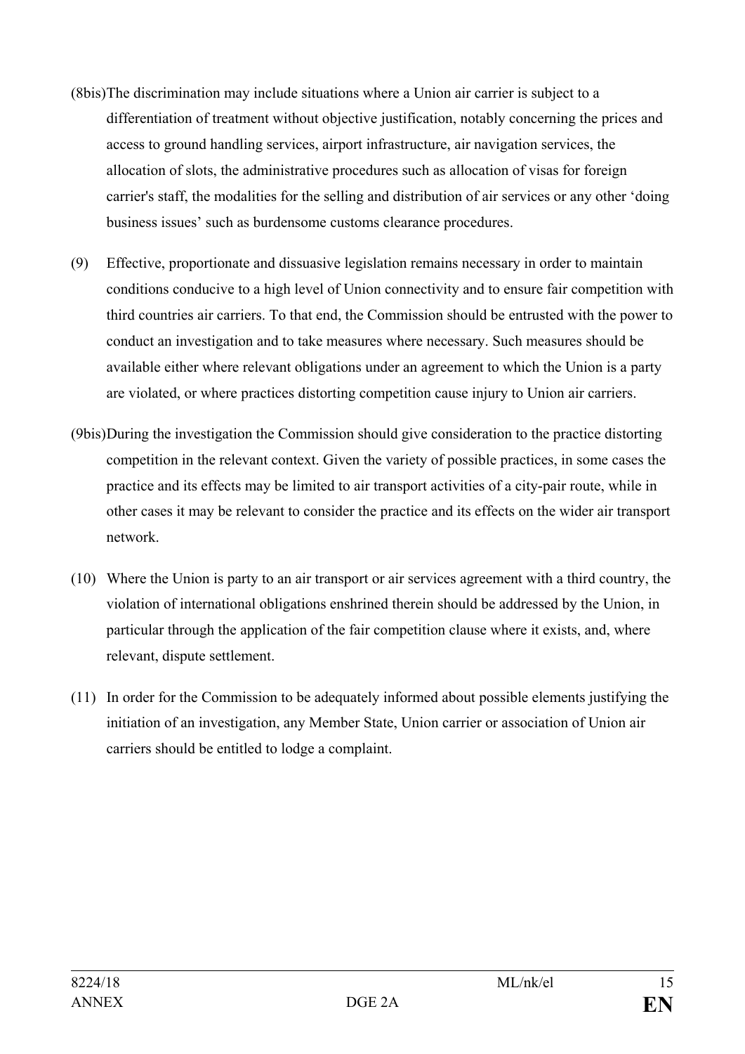(8bis) The discrimination may include situations where a Union air carrier is subject to a differentiation of treatment without objective justification, notably concerning the prices and access to ground handling services, airport infrastructure, air navigation services, the allocation of slots, the administrative procedures such as allocation of visas for foreign carrier's staff, the modalities for the selling and distribution of air services or any other 'doing business issues' such as burdensome customs clearance procedures.

(9) Effective, proportionate and dissuasive legislation remains necessary in order to maintain conditions conducive to a high level of Union connectivity and to ensure fair competition with third countries air carriers. To that end, the Commission should be entrusted with the power to conduct an investigation and to take measures where necessary. Such measures should be available either where relevant obligations under an agreement to which the Union is a party are violated, or where practices distorting competition cause injury to Union air carriers.

(9bis) During the investigation the Commission should give consideration to the practice distorting competition in the relevant context. Given the variety of possible practices, in some cases the practice and its effects may be limited to air transport activities of a city-pair route, while in other cases it may be relevant to consider the practice and its effects on the wider air transport network.

(10) Where the Union is party to an air transport or air services agreement with a third country, the violation of international obligations enshrined therein should be addressed by the Union, in particular through the application of the fair competition clause where it exists, and, where relevant, dispute settlement.

(11) In order for the Commission to be adequately informed about possible elements justifying the initiation of an investigation, any Member State, Union carrier or association of Union air carriers should be entitled to lodge a complaint.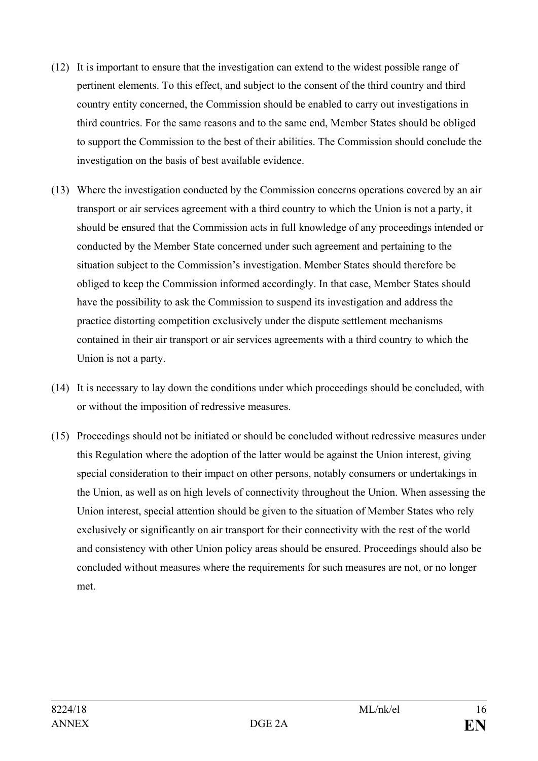(12) It is important to ensure that the investigation can extend to the widest possible range of pertinent elements. To this effect, and subject to the consent of the third country and third country entity concerned, the Commission should be enabled to carry out investigations in third countries. For the same reasons and to the same end, Member States should be obliged to support the Commission to the best of their abilities. The Commission should conclude the investigation on the basis of best available evidence.

(13) Where the investigation conducted by the Commission concerns operations covered by an air transport or air services agreement with a third country to which the Union is not a party, it should be ensured that the Commission acts in full knowledge of any proceedings intended or conducted by the Member State concerned under such agreement and pertaining to the situation subject to the Commission's investigation. Member States should therefore be obliged to keep the Commission informed accordingly. In that case, Member States should have the possibility to ask the Commission to suspend its investigation and address the practice distorting competition exclusively under the dispute settlement mechanisms contained in their air transport or air services agreements with a third country to which the Union is not a party.

(14) It is necessary to lay down the conditions under which proceedings should be concluded, with or without the imposition of redressive measures.

(15) Proceedings should not be initiated or should be concluded without redressive measures under this Regulation where the adoption of the latter would be against the Union interest, giving special consideration to their impact on other persons, notably consumers or undertakings in the Union, as well as on high levels of connectivity throughout the Union. When assessing the Union interest, special attention should be given to the situation of Member States who rely exclusively or significantly on air transport for their connectivity with the rest of the world and consistency with other Union policy areas should be ensured. Proceedings should also be concluded without measures where the requirements for such measures are not, or no longer met.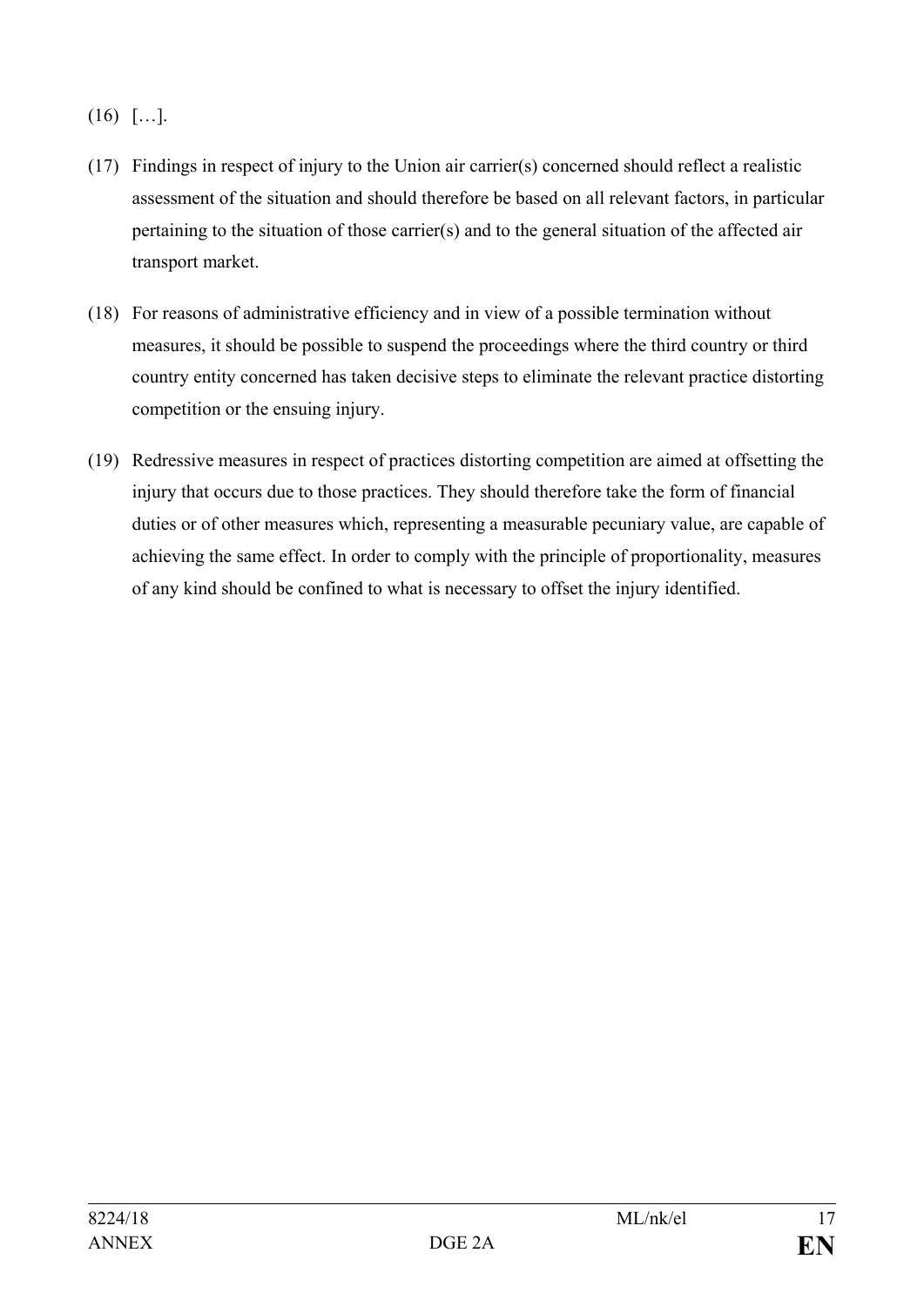(16) […].

(17) Findings in respect of injury to the Union air carrier(s) concerned should reflect a realistic assessment of the situation and should therefore be based on all relevant factors, in particular pertaining to the situation of those carrier(s) and to the general situation of the affected air transport market.

(18) For reasons of administrative efficiency and in view of a possible termination without measures, it should be possible to suspend the proceedings where the third country or third country entity concerned has taken decisive steps to eliminate the relevant practice distorting competition or the ensuing injury.

(19) Redressive measures in respect of practices distorting competition are aimed at offsetting the injury that occurs due to those practices. They should therefore take the form of financial duties or of other measures which, representing a measurable pecuniary value, are capable of achieving the same effect. In order to comply with the principle of proportionality, measures of any kind should be confined to what is necessary to offset the injury identified.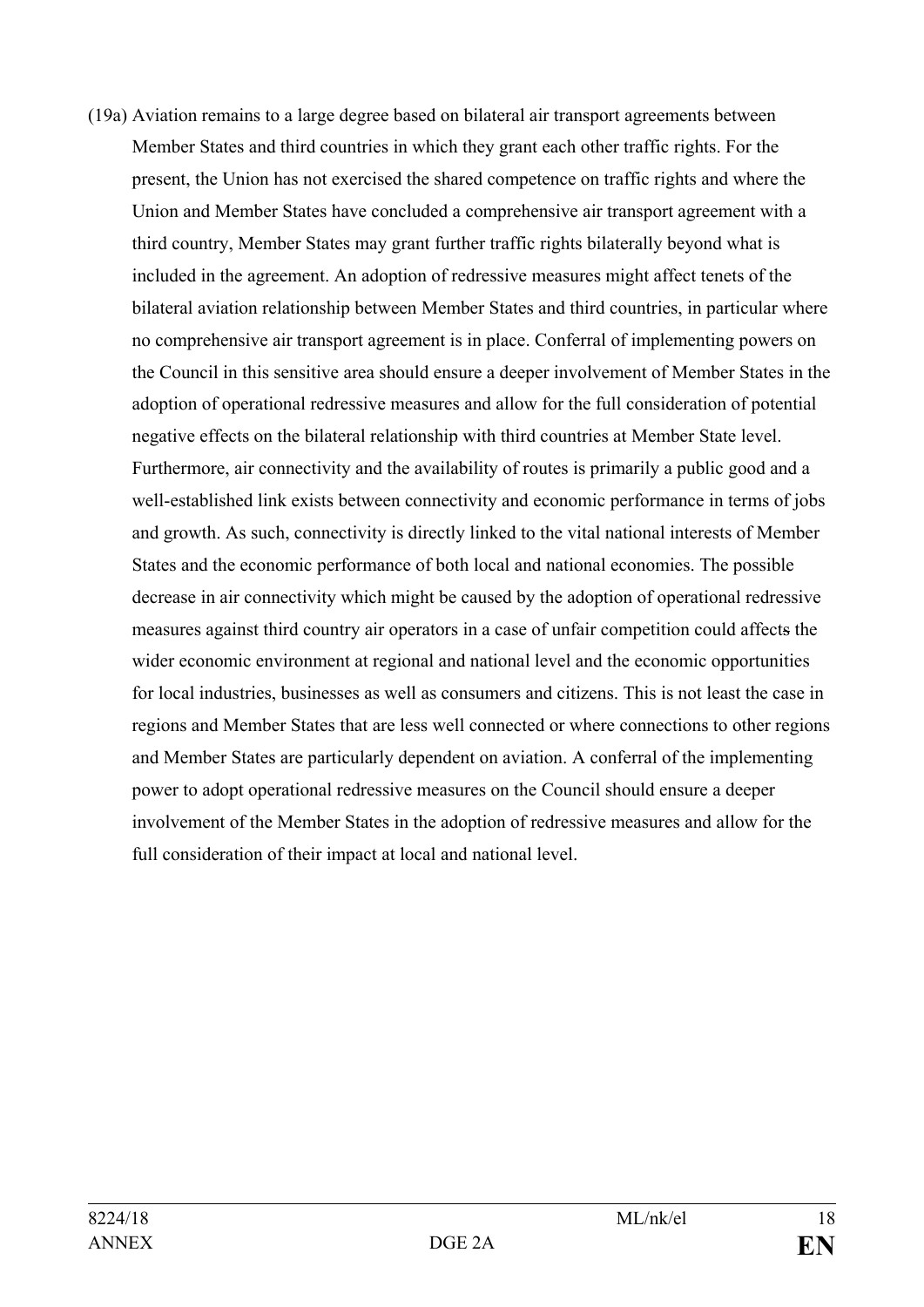(19a) Aviation remains to a large degree based on bilateral air transport agreements between Member States and third countries in which they grant each other traffic rights. For the present, the Union has not exercised the shared competence on traffic rights and where the Union and Member States have concluded a comprehensive air transport agreement with a third country, Member States may grant further traffic rights bilaterally beyond what is included in the agreement. An adoption of redressive measures might affect tenets of the bilateral aviation relationship between Member States and third countries, in particular where no comprehensive air transport agreement is in place. Conferral of implementing powers on the Council in this sensitive area should ensure a deeper involvement of Member States in the adoption of operational redressive measures and allow for the full consideration of potential negative effects on the bilateral relationship with third countries at Member State level. Furthermore, air connectivity and the availability of routes is primarily a public good and a well-established link exists between connectivity and economic performance in terms of jobs and growth. As such, connectivity is directly linked to the vital national interests of Member States and the economic performance of both local and national economies. The possible decrease in air connectivity which might be caused by the adoption of operational redressive measures against third country air operators in a case of unfair competition could affects the wider economic environment at regional and national level and the economic opportunities for local industries, businesses as well as consumers and citizens. This is not least the case in regions and Member States that are less well connected or where connections to other regions and Member States are particularly dependent on aviation. A conferral of the implementing power to adopt operational redressive measures on the Council should ensure a deeper involvement of the Member States in the adoption of redressive measures and allow for the full consideration of their impact at local and national level.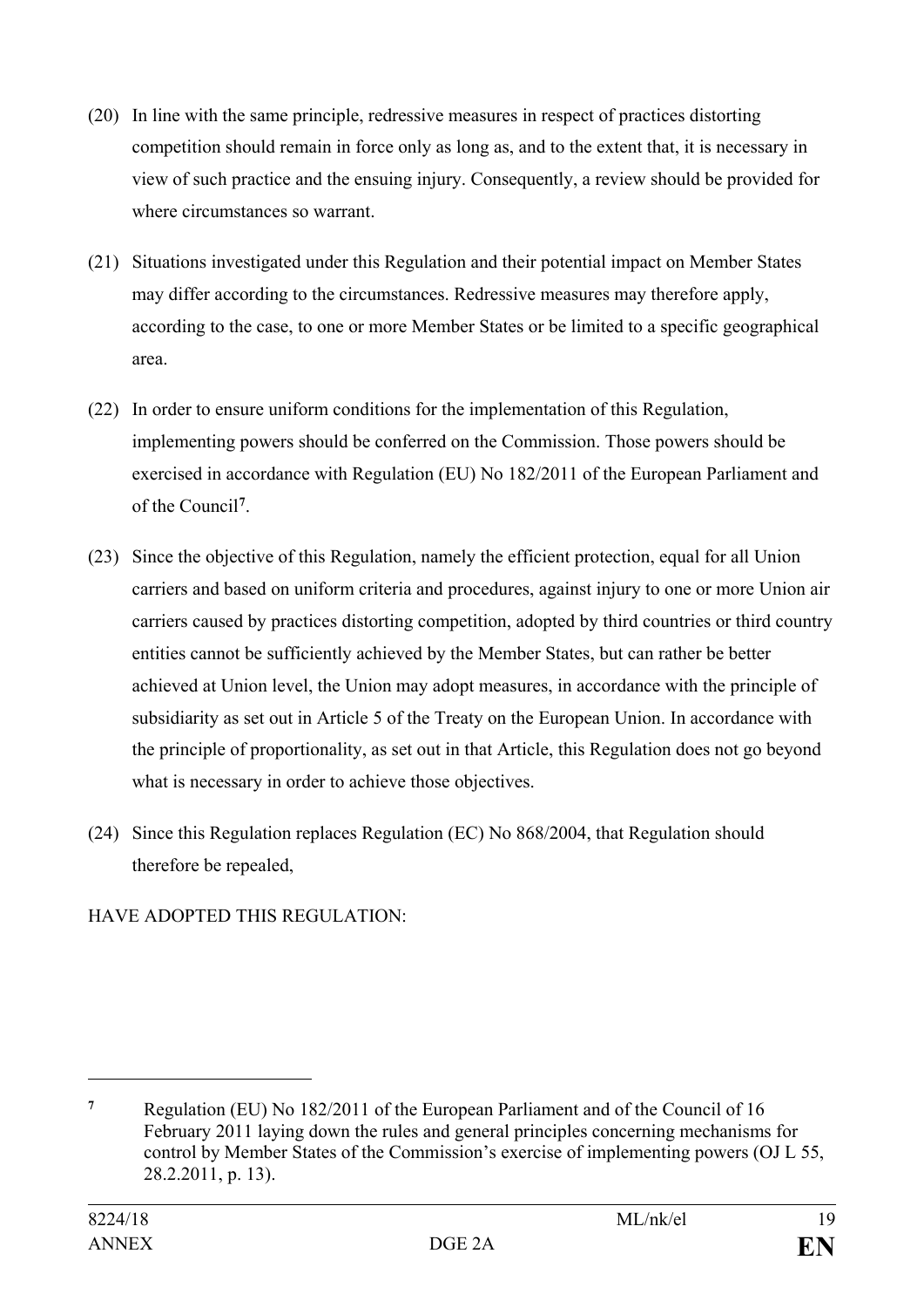(20) In line with the same principle, redressive measures in respect of practices distorting competition should remain in force only as long as, and to the extent that, it is necessary in view of such practice and the ensuing injury. Consequently, a review should be provided for where circumstances so warrant.

(21) Situations investigated under this Regulation and their potential impact on Member States may differ according to the circumstances. Redressive measures may therefore apply, according to the case, to one or more Member States or be limited to a specific geographical area.

(22) In order to ensure uniform conditions for the implementation of this Regulation, implementing powers should be conferred on the Commission. Those powers should be exercised in accordance with Regulation (EU) No 182/2011 of the European Parliament and of the Council[7].

(23) Since the objective of this Regulation, namely the efficient protection, equal for all Union carriers and based on uniform criteria and procedures, against injury to one or more Union air carriers caused by practices distorting competition, adopted by third countries or third country entities cannot be sufficiently achieved by the Member States, but can rather be better achieved at Union level, the Union may adopt measures, in accordance with the principle of subsidiarity as set out in Article 5 of the Treaty on the European Union. In accordance with the principle of proportionality, as set out in that Article, this Regulation does not go beyond what is necessary in order to achieve those objectives.

(24) Since this Regulation replaces Regulation (EC) No 868/2004, that Regulation should therefore be repealed,

HAVE ADOPTED THIS REGULATION:

---

[7] Regulation (EU) No 182/2011 of the European Parliament and of the Council of 16 February 2011 laying down the rules and general principles concerning mechanisms for control by Member States of the Commission's exercise of implementing powers (OJ L 55, 28.2.2011, p. 13).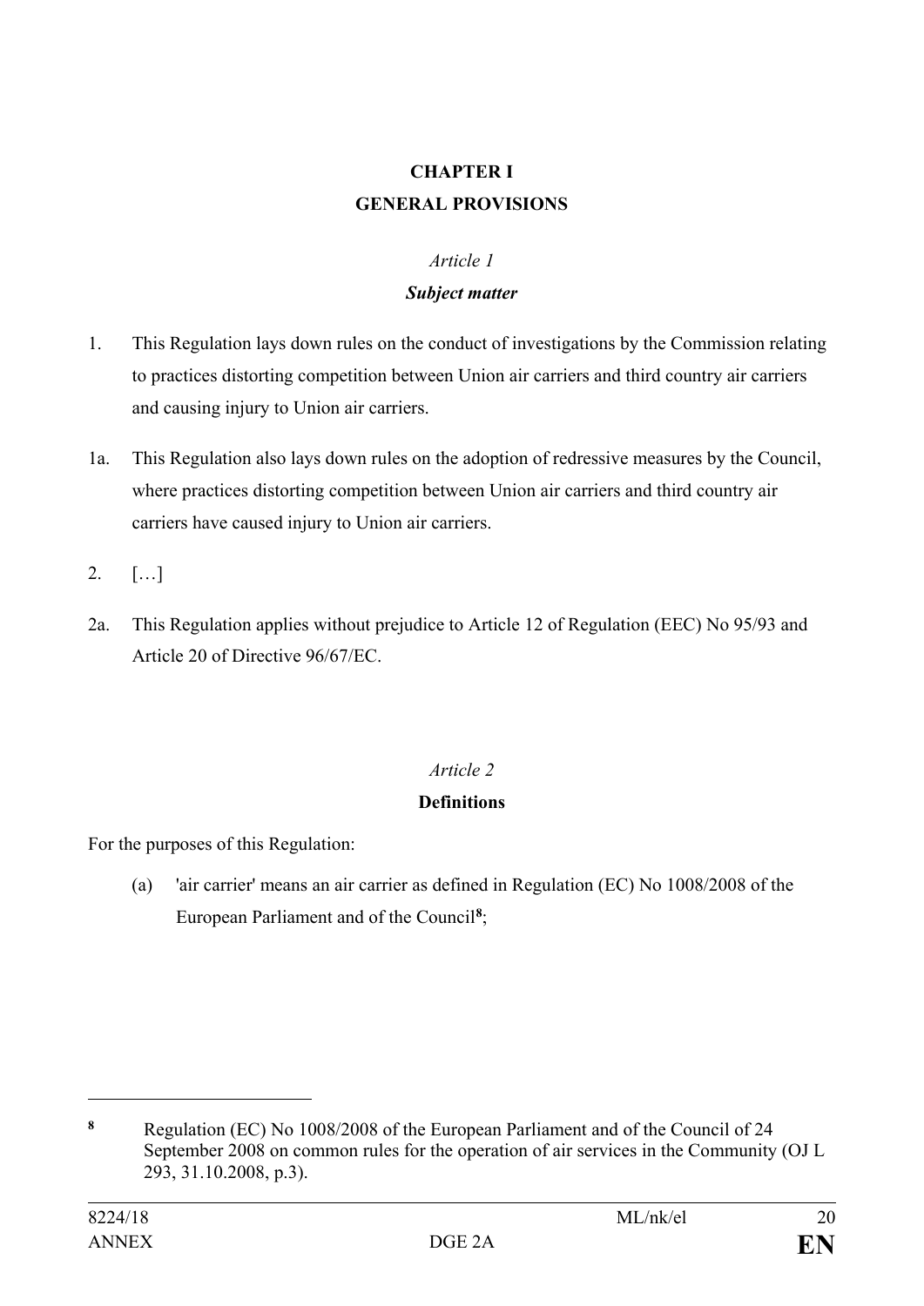# CHAPTER I
# GENERAL PROVISIONS

*Article 1*

***Subject matter***

1. This Regulation lays down rules on the conduct of investigations by the Commission relating to practices distorting competition between Union air carriers and third country air carriers and causing injury to Union air carriers.

1a. This Regulation also lays down rules on the adoption of redressive measures by the Council, where practices distorting competition between Union air carriers and third country air carriers have caused injury to Union air carriers.

2. […]

2a. This Regulation applies without prejudice to Article 12 of Regulation (EEC) No 95/93 and Article 20 of Directive 96/67/EC.

*Article 2*

**Definitions**

For the purposes of this Regulation:

(a) 'air carrier' means an air carrier as defined in Regulation (EC) No 1008/2008 of the European Parliament and of the Council[8];

---

[8] Regulation (EC) No 1008/2008 of the European Parliament and of the Council of 24 September 2008 on common rules for the operation of air services in the Community (OJ L 293, 31.10.2008, p.3).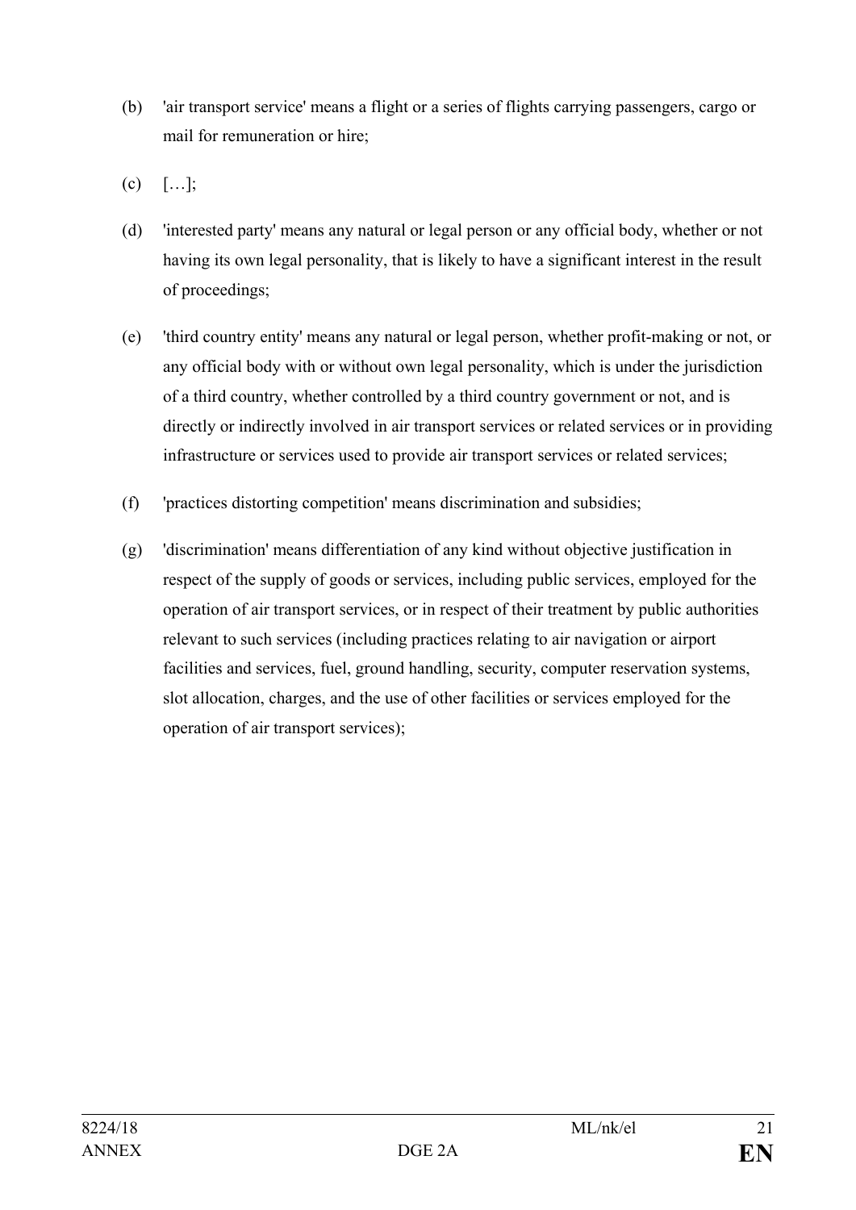(b) 'air transport service' means a flight or a series of flights carrying passengers, cargo or mail for remuneration or hire;

(c) […];

(d) 'interested party' means any natural or legal person or any official body, whether or not having its own legal personality, that is likely to have a significant interest in the result of proceedings;

(e) 'third country entity' means any natural or legal person, whether profit-making or not, or any official body with or without own legal personality, which is under the jurisdiction of a third country, whether controlled by a third country government or not, and is directly or indirectly involved in air transport services or related services or in providing infrastructure or services used to provide air transport services or related services;

(f) 'practices distorting competition' means discrimination and subsidies;

(g) 'discrimination' means differentiation of any kind without objective justification in respect of the supply of goods or services, including public services, employed for the operation of air transport services, or in respect of their treatment by public authorities relevant to such services (including practices relating to air navigation or airport facilities and services, fuel, ground handling, security, computer reservation systems, slot allocation, charges, and the use of other facilities or services employed for the operation of air transport services);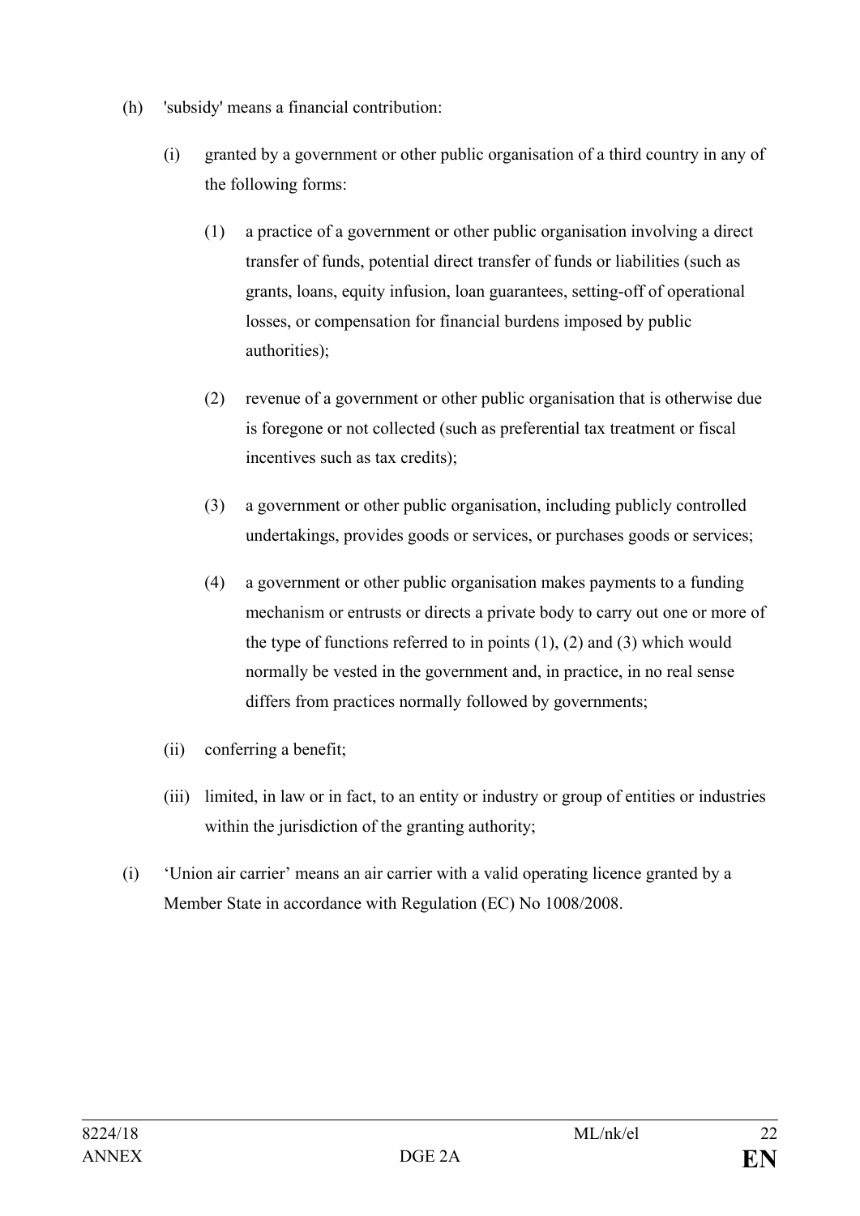(h) 'subsidy' means a financial contribution:

(i) granted by a government or other public organisation of a third country in any of the following forms:

(1) a practice of a government or other public organisation involving a direct transfer of funds, potential direct transfer of funds or liabilities (such as grants, loans, equity infusion, loan guarantees, setting-off of operational losses, or compensation for financial burdens imposed by public authorities);

(2) revenue of a government or other public organisation that is otherwise due is foregone or not collected (such as preferential tax treatment or fiscal incentives such as tax credits);

(3) a government or other public organisation, including publicly controlled undertakings, provides goods or services, or purchases goods or services;

(4) a government or other public organisation makes payments to a funding mechanism or entrusts or directs a private body to carry out one or more of the type of functions referred to in points (1), (2) and (3) which would normally be vested in the government and, in practice, in no real sense differs from practices normally followed by governments;

(ii) conferring a benefit;

(iii) limited, in law or in fact, to an entity or industry or group of entities or industries within the jurisdiction of the granting authority;

(i) 'Union air carrier' means an air carrier with a valid operating licence granted by a Member State in accordance with Regulation (EC) No 1008/2008.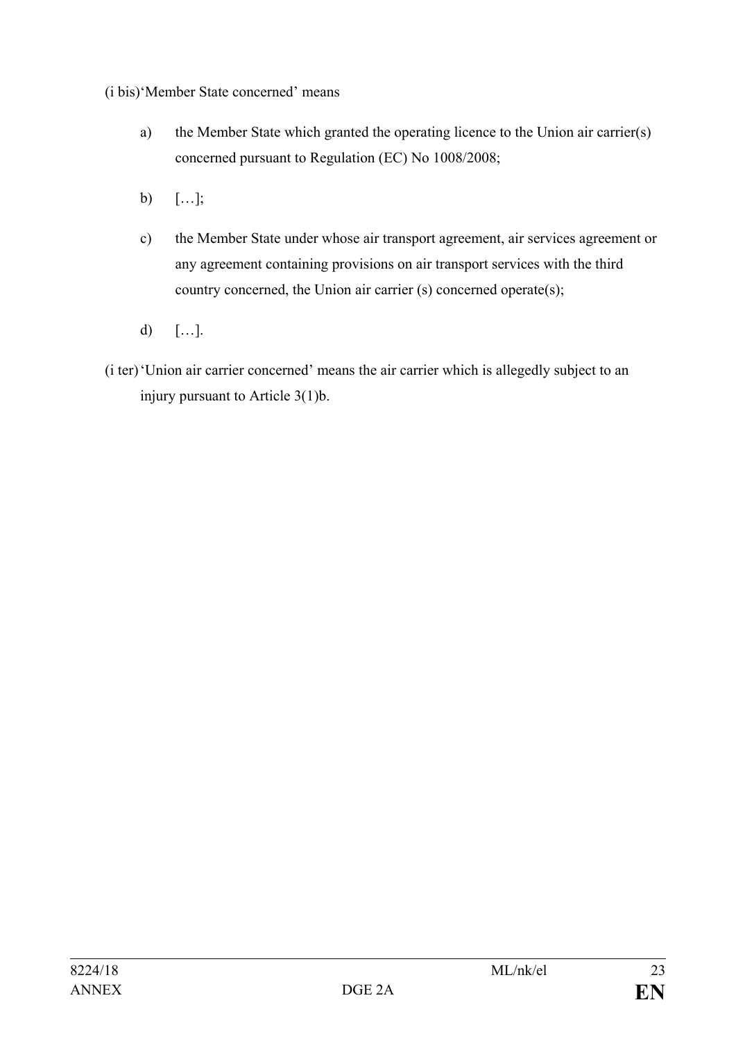(i bis) 'Member State concerned' means

a) the Member State which granted the operating licence to the Union air carrier(s) concerned pursuant to Regulation (EC) No 1008/2008;

b) […];

c) the Member State under whose air transport agreement, air services agreement or any agreement containing provisions on air transport services with the third country concerned, the Union air carrier (s) concerned operate(s);

d) […].

(i ter) 'Union air carrier concerned' means the air carrier which is allegedly subject to an injury pursuant to Article 3(1)b.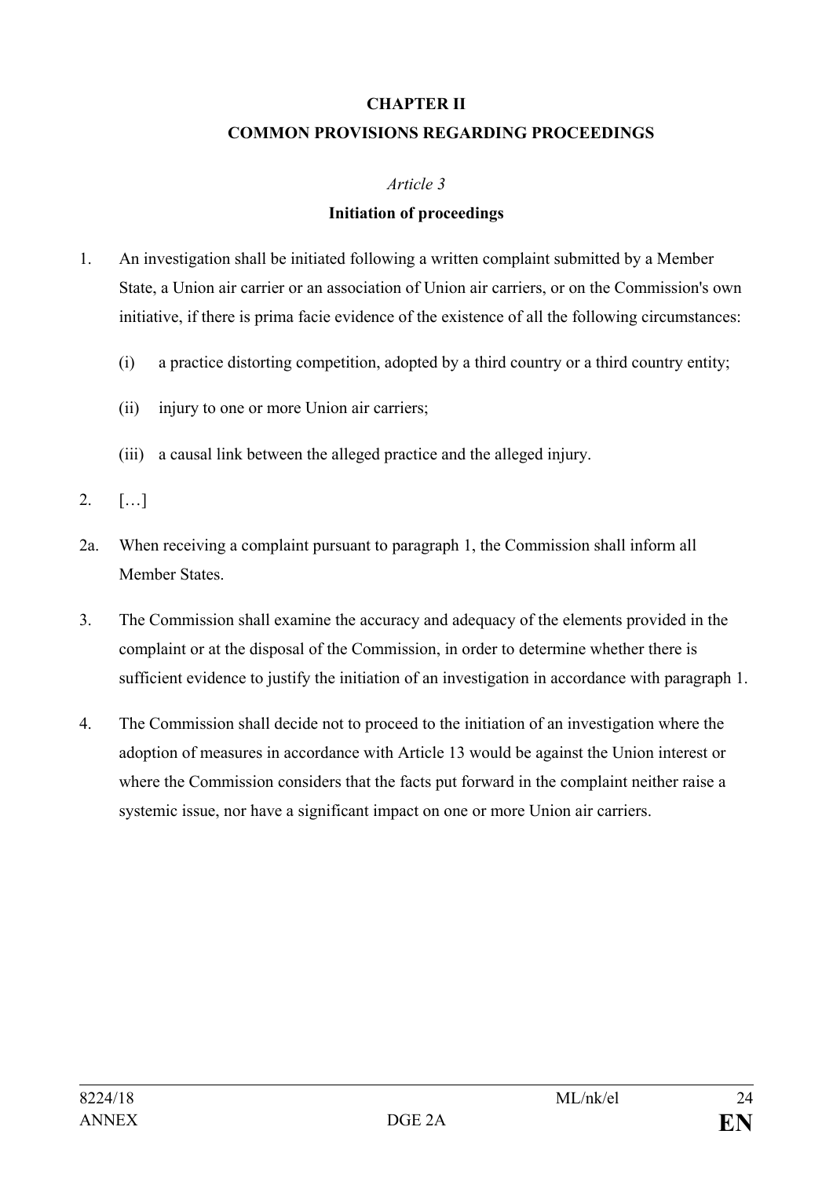## CHAPTER II

## COMMON PROVISIONS REGARDING PROCEEDINGS

*Article 3*

**Initiation of proceedings**

1. An investigation shall be initiated following a written complaint submitted by a Member State, a Union air carrier or an association of Union air carriers, or on the Commission's own initiative, if there is prima facie evidence of the existence of all the following circumstances:

   (i) a practice distorting competition, adopted by a third country or a third country entity;

   (ii) injury to one or more Union air carriers;

   (iii) a causal link between the alleged practice and the alleged injury.

2. […]

2a. When receiving a complaint pursuant to paragraph 1, the Commission shall inform all Member States.

3. The Commission shall examine the accuracy and adequacy of the elements provided in the complaint or at the disposal of the Commission, in order to determine whether there is sufficient evidence to justify the initiation of an investigation in accordance with paragraph 1.

4. The Commission shall decide not to proceed to the initiation of an investigation where the adoption of measures in accordance with Article 13 would be against the Union interest or where the Commission considers that the facts put forward in the complaint neither raise a systemic issue, nor have a significant impact on one or more Union air carriers.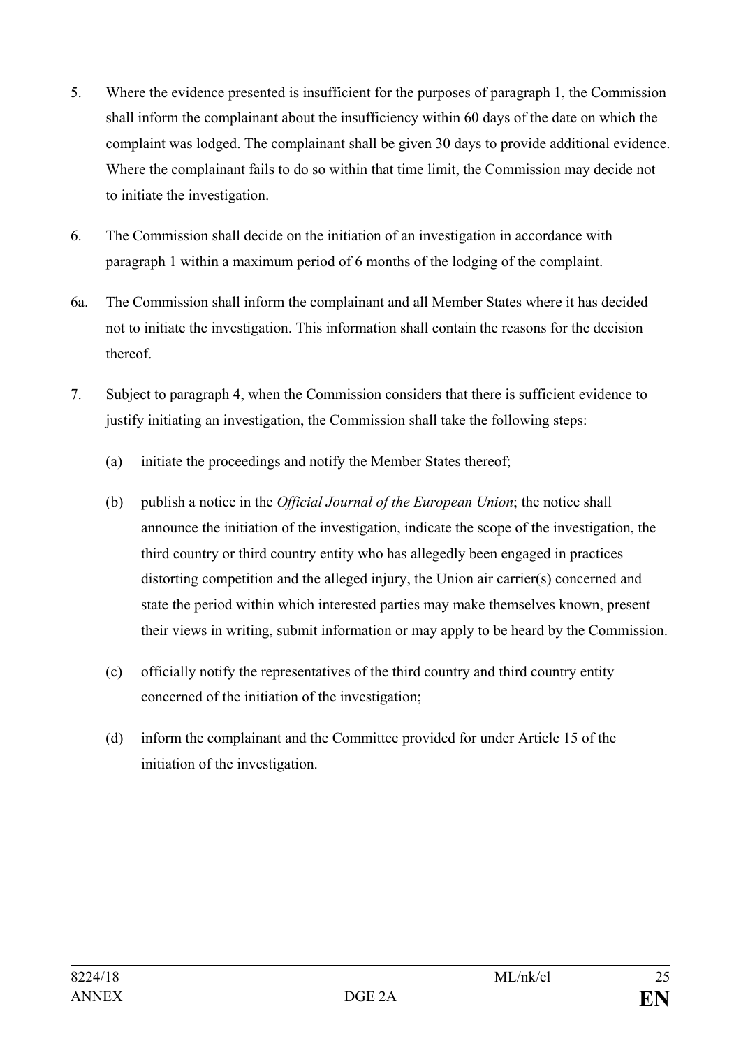5. Where the evidence presented is insufficient for the purposes of paragraph 1, the Commission shall inform the complainant about the insufficiency within 60 days of the date on which the complaint was lodged. The complainant shall be given 30 days to provide additional evidence. Where the complainant fails to do so within that time limit, the Commission may decide not to initiate the investigation.

6. The Commission shall decide on the initiation of an investigation in accordance with paragraph 1 within a maximum period of 6 months of the lodging of the complaint.

6a. The Commission shall inform the complainant and all Member States where it has decided not to initiate the investigation. This information shall contain the reasons for the decision thereof.

7. Subject to paragraph 4, when the Commission considers that there is sufficient evidence to justify initiating an investigation, the Commission shall take the following steps:

   (a) initiate the proceedings and notify the Member States thereof;

   (b) publish a notice in the *Official Journal of the European Union*; the notice shall announce the initiation of the investigation, indicate the scope of the investigation, the third country or third country entity who has allegedly been engaged in practices distorting competition and the alleged injury, the Union air carrier(s) concerned and state the period within which interested parties may make themselves known, present their views in writing, submit information or may apply to be heard by the Commission.

   (c) officially notify the representatives of the third country and third country entity concerned of the initiation of the investigation;

   (d) inform the complainant and the Committee provided for under Article 15 of the initiation of the investigation.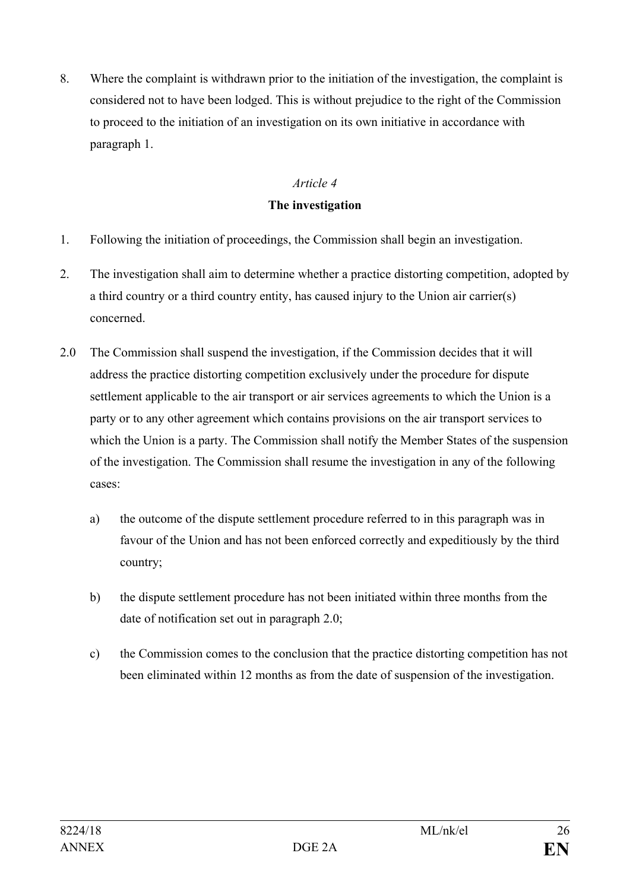8. Where the complaint is withdrawn prior to the initiation of the investigation, the complaint is considered not to have been lodged. This is without prejudice to the right of the Commission to proceed to the initiation of an investigation on its own initiative in accordance with paragraph 1.

*Article 4*

**The investigation**

1. Following the initiation of proceedings, the Commission shall begin an investigation.

2. The investigation shall aim to determine whether a practice distorting competition, adopted by a third country or a third country entity, has caused injury to the Union air carrier(s) concerned.

2.0 The Commission shall suspend the investigation, if the Commission decides that it will address the practice distorting competition exclusively under the procedure for dispute settlement applicable to the air transport or air services agreements to which the Union is a party or to any other agreement which contains provisions on the air transport services to which the Union is a party. The Commission shall notify the Member States of the suspension of the investigation. The Commission shall resume the investigation in any of the following cases:

   a) the outcome of the dispute settlement procedure referred to in this paragraph was in favour of the Union and has not been enforced correctly and expeditiously by the third country;

   b) the dispute settlement procedure has not been initiated within three months from the date of notification set out in paragraph 2.0;

   c) the Commission comes to the conclusion that the practice distorting competition has not been eliminated within 12 months as from the date of suspension of the investigation.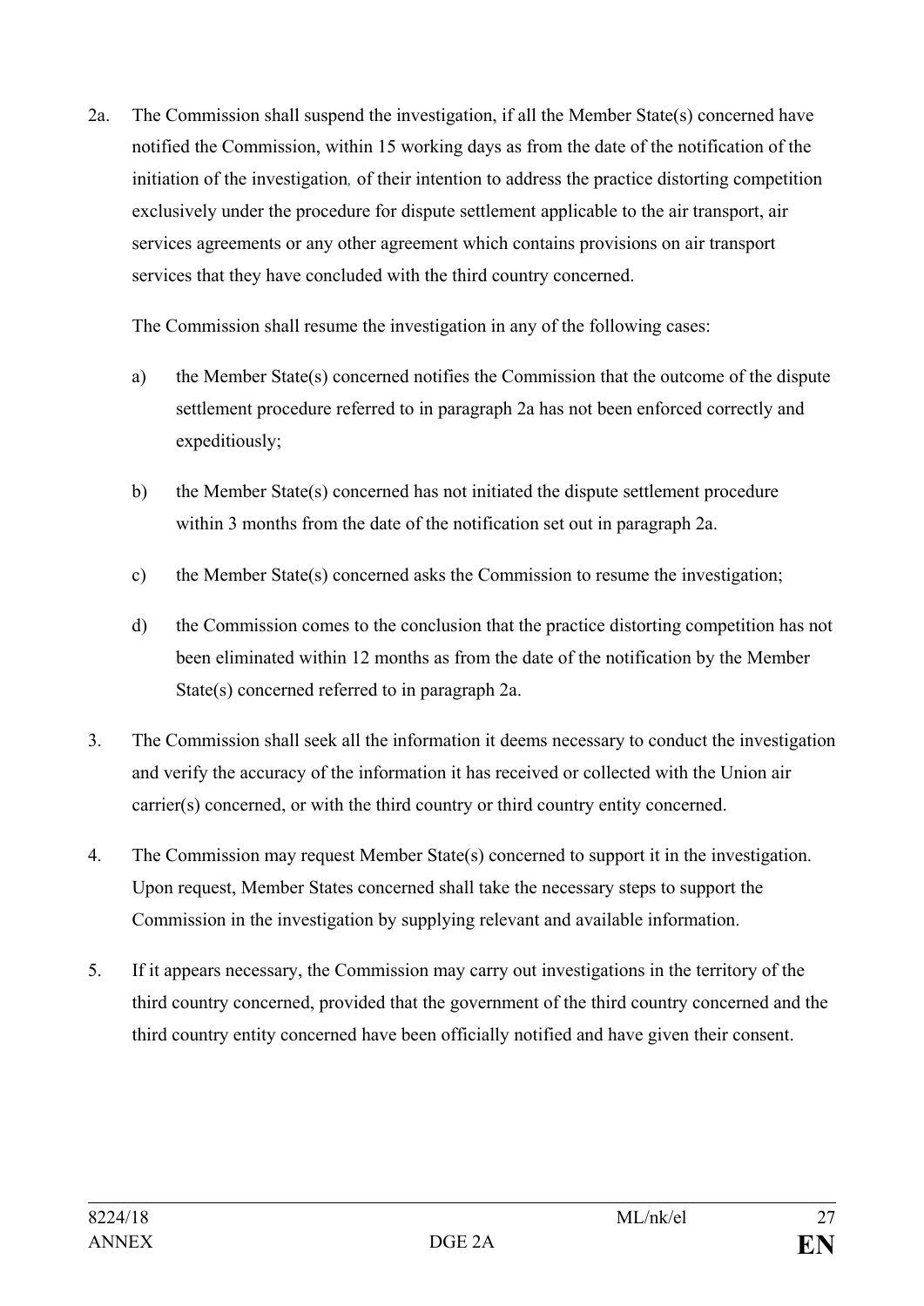2a. The Commission shall suspend the investigation, if all the Member State(s) concerned have notified the Commission, within 15 working days as from the date of the notification of the initiation of the investigation, of their intention to address the practice distorting competition exclusively under the procedure for dispute settlement applicable to the air transport, air services agreements or any other agreement which contains provisions on air transport services that they have concluded with the third country concerned.

The Commission shall resume the investigation in any of the following cases:

a) the Member State(s) concerned notifies the Commission that the outcome of the dispute settlement procedure referred to in paragraph 2a has not been enforced correctly and expeditiously;

b) the Member State(s) concerned has not initiated the dispute settlement procedure within 3 months from the date of the notification set out in paragraph 2a.

c) the Member State(s) concerned asks the Commission to resume the investigation;

d) the Commission comes to the conclusion that the practice distorting competition has not been eliminated within 12 months as from the date of the notification by the Member State(s) concerned referred to in paragraph 2a.

3. The Commission shall seek all the information it deems necessary to conduct the investigation and verify the accuracy of the information it has received or collected with the Union air carrier(s) concerned, or with the third country or third country entity concerned.

4. The Commission may request Member State(s) concerned to support it in the investigation. Upon request, Member States concerned shall take the necessary steps to support the Commission in the investigation by supplying relevant and available information.

5. If it appears necessary, the Commission may carry out investigations in the territory of the third country concerned, provided that the government of the third country concerned and the third country entity concerned have been officially notified and have given their consent.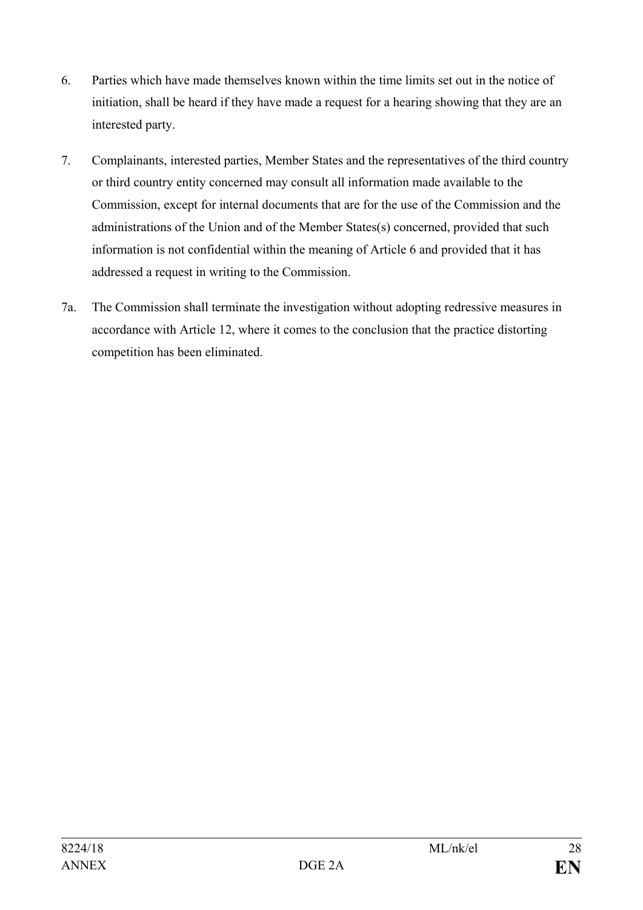6. Parties which have made themselves known within the time limits set out in the notice of initiation, shall be heard if they have made a request for a hearing showing that they are an interested party.

7. Complainants, interested parties, Member States and the representatives of the third country or third country entity concerned may consult all information made available to the Commission, except for internal documents that are for the use of the Commission and the administrations of the Union and of the Member States(s) concerned, provided that such information is not confidential within the meaning of Article 6 and provided that it has addressed a request in writing to the Commission.

7a. The Commission shall terminate the investigation without adopting redressive measures in accordance with Article 12, where it comes to the conclusion that the practice distorting competition has been eliminated.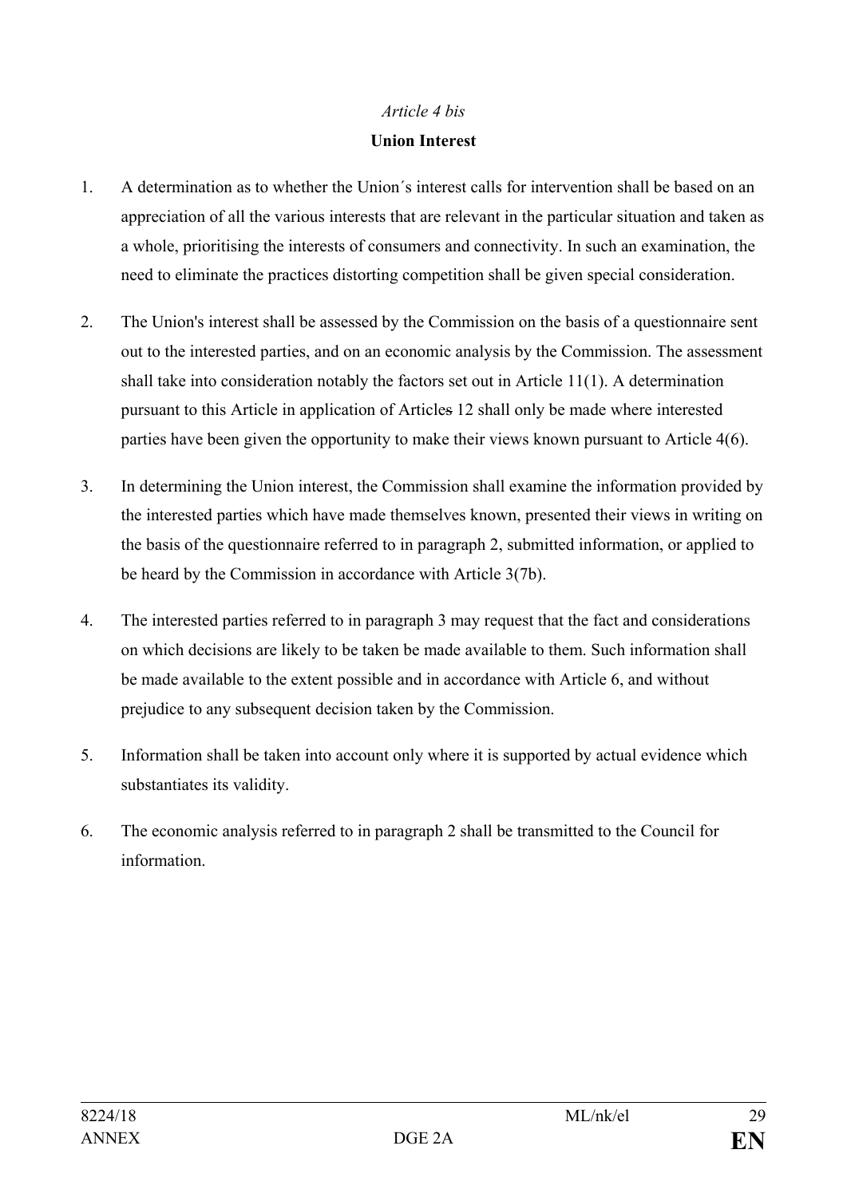*Article 4 bis*

**Union Interest**

1. A determination as to whether the Union´s interest calls for intervention shall be based on an appreciation of all the various interests that are relevant in the particular situation and taken as a whole, prioritising the interests of consumers and connectivity. In such an examination, the need to eliminate the practices distorting competition shall be given special consideration.

2. The Union's interest shall be assessed by the Commission on the basis of a questionnaire sent out to the interested parties, and on an economic analysis by the Commission. The assessment shall take into consideration notably the factors set out in Article 11(1). A determination pursuant to this Article in application of Articles 12 shall only be made where interested parties have been given the opportunity to make their views known pursuant to Article 4(6).

3. In determining the Union interest, the Commission shall examine the information provided by the interested parties which have made themselves known, presented their views in writing on the basis of the questionnaire referred to in paragraph 2, submitted information, or applied to be heard by the Commission in accordance with Article 3(7b).

4. The interested parties referred to in paragraph 3 may request that the fact and considerations on which decisions are likely to be taken be made available to them. Such information shall be made available to the extent possible and in accordance with Article 6, and without prejudice to any subsequent decision taken by the Commission.

5. Information shall be taken into account only where it is supported by actual evidence which substantiates its validity.

6. The economic analysis referred to in paragraph 2 shall be transmitted to the Council for information.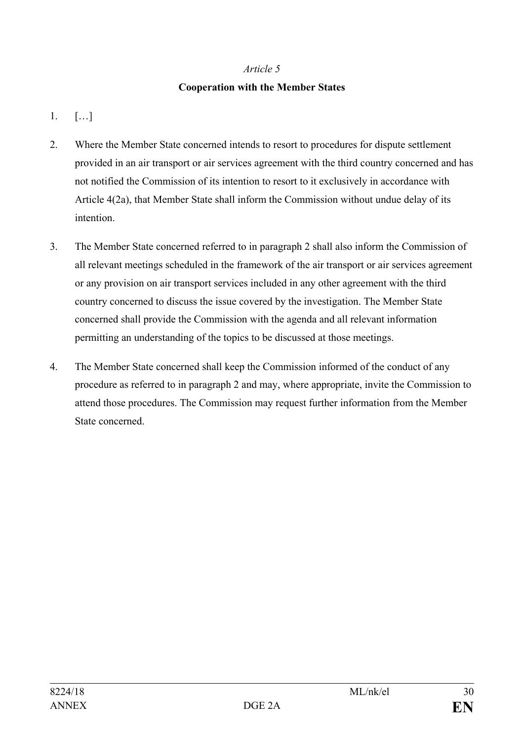*Article 5*

**Cooperation with the Member States**

1. […]

2. Where the Member State concerned intends to resort to procedures for dispute settlement provided in an air transport or air services agreement with the third country concerned and has not notified the Commission of its intention to resort to it exclusively in accordance with Article 4(2a), that Member State shall inform the Commission without undue delay of its intention.

3. The Member State concerned referred to in paragraph 2 shall also inform the Commission of all relevant meetings scheduled in the framework of the air transport or air services agreement or any provision on air transport services included in any other agreement with the third country concerned to discuss the issue covered by the investigation. The Member State concerned shall provide the Commission with the agenda and all relevant information permitting an understanding of the topics to be discussed at those meetings.

4. The Member State concerned shall keep the Commission informed of the conduct of any procedure as referred to in paragraph 2 and may, where appropriate, invite the Commission to attend those procedures. The Commission may request further information from the Member State concerned.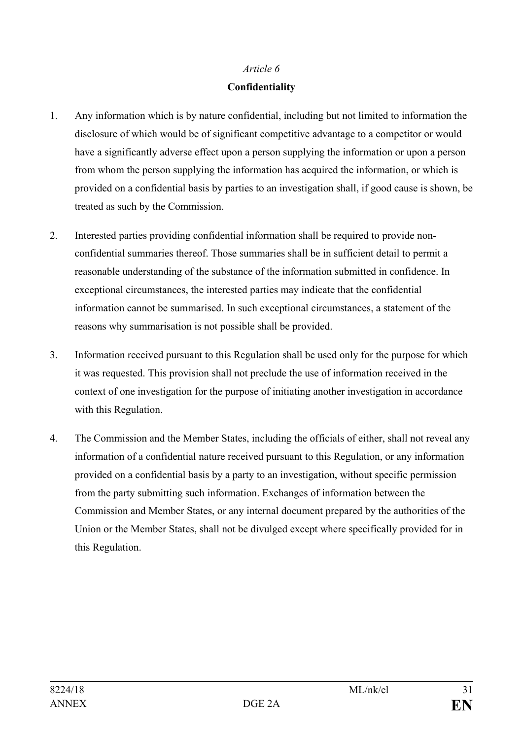*Article 6*

**Confidentiality**

1. Any information which is by nature confidential, including but not limited to information the disclosure of which would be of significant competitive advantage to a competitor or would have a significantly adverse effect upon a person supplying the information or upon a person from whom the person supplying the information has acquired the information, or which is provided on a confidential basis by parties to an investigation shall, if good cause is shown, be treated as such by the Commission.

2. Interested parties providing confidential information shall be required to provide non-confidential summaries thereof. Those summaries shall be in sufficient detail to permit a reasonable understanding of the substance of the information submitted in confidence. In exceptional circumstances, the interested parties may indicate that the confidential information cannot be summarised. In such exceptional circumstances, a statement of the reasons why summarisation is not possible shall be provided.

3. Information received pursuant to this Regulation shall be used only for the purpose for which it was requested. This provision shall not preclude the use of information received in the context of one investigation for the purpose of initiating another investigation in accordance with this Regulation.

4. The Commission and the Member States, including the officials of either, shall not reveal any information of a confidential nature received pursuant to this Regulation, or any information provided on a confidential basis by a party to an investigation, without specific permission from the party submitting such information. Exchanges of information between the Commission and Member States, or any internal document prepared by the authorities of the Union or the Member States, shall not be divulged except where specifically provided for in this Regulation.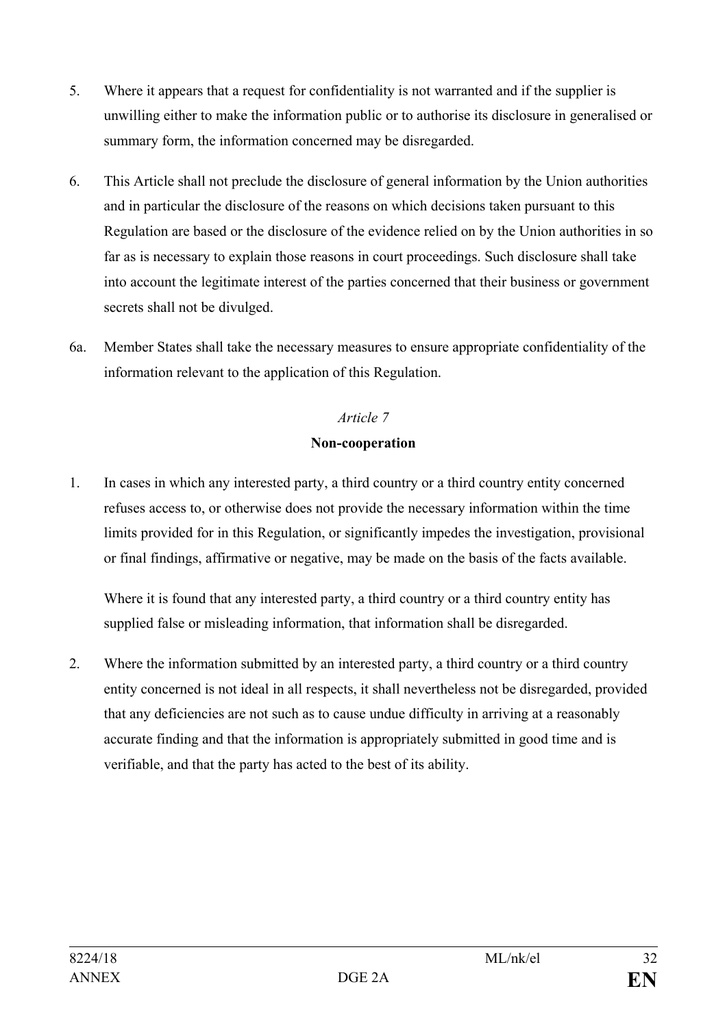5. Where it appears that a request for confidentiality is not warranted and if the supplier is unwilling either to make the information public or to authorise its disclosure in generalised or summary form, the information concerned may be disregarded.

6. This Article shall not preclude the disclosure of general information by the Union authorities and in particular the disclosure of the reasons on which decisions taken pursuant to this Regulation are based or the disclosure of the evidence relied on by the Union authorities in so far as is necessary to explain those reasons in court proceedings. Such disclosure shall take into account the legitimate interest of the parties concerned that their business or government secrets shall not be divulged.

6a. Member States shall take the necessary measures to ensure appropriate confidentiality of the information relevant to the application of this Regulation.

*Article 7*

**Non-cooperation**

1. In cases in which any interested party, a third country or a third country entity concerned refuses access to, or otherwise does not provide the necessary information within the time limits provided for in this Regulation, or significantly impedes the investigation, provisional or final findings, affirmative or negative, may be made on the basis of the facts available.

   Where it is found that any interested party, a third country or a third country entity has supplied false or misleading information, that information shall be disregarded.

2. Where the information submitted by an interested party, a third country or a third country entity concerned is not ideal in all respects, it shall nevertheless not be disregarded, provided that any deficiencies are not such as to cause undue difficulty in arriving at a reasonably accurate finding and that the information is appropriately submitted in good time and is verifiable, and that the party has acted to the best of its ability.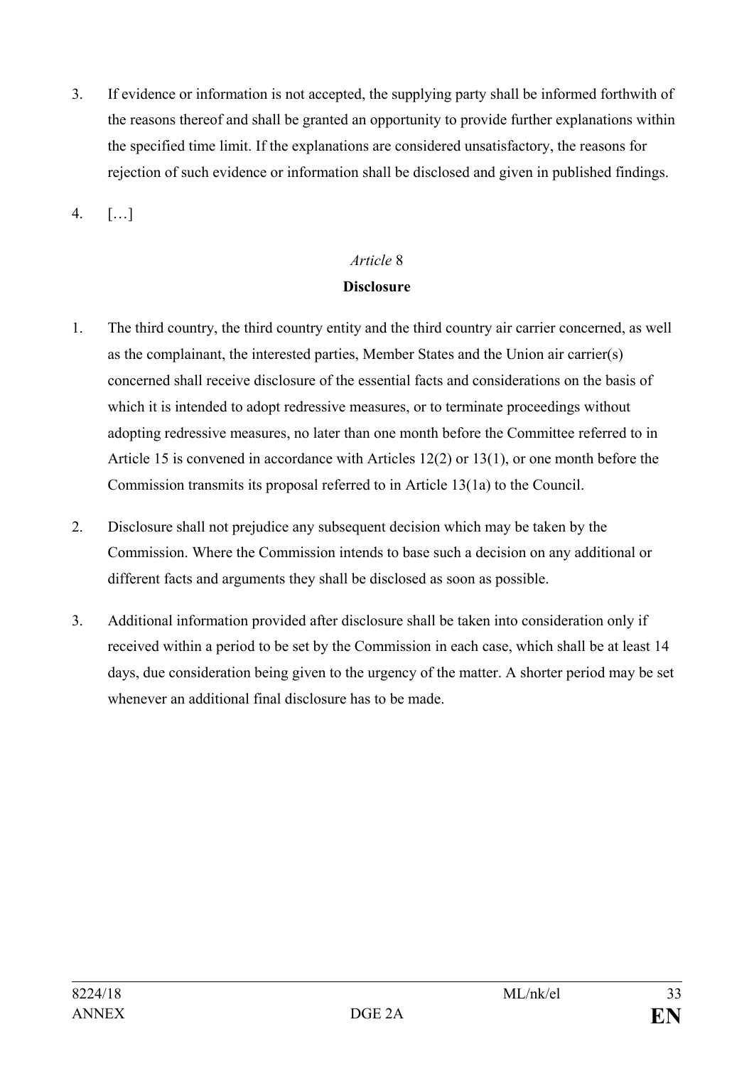3. If evidence or information is not accepted, the supplying party shall be informed forthwith of the reasons thereof and shall be granted an opportunity to provide further explanations within the specified time limit. If the explanations are considered unsatisfactory, the reasons for rejection of such evidence or information shall be disclosed and given in published findings.

4. […]

*Article* 8

**Disclosure**

1. The third country, the third country entity and the third country air carrier concerned, as well as the complainant, the interested parties, Member States and the Union air carrier(s) concerned shall receive disclosure of the essential facts and considerations on the basis of which it is intended to adopt redressive measures, or to terminate proceedings without adopting redressive measures, no later than one month before the Committee referred to in Article 15 is convened in accordance with Articles 12(2) or 13(1), or one month before the Commission transmits its proposal referred to in Article 13(1a) to the Council.

2. Disclosure shall not prejudice any subsequent decision which may be taken by the Commission. Where the Commission intends to base such a decision on any additional or different facts and arguments they shall be disclosed as soon as possible.

3. Additional information provided after disclosure shall be taken into consideration only if received within a period to be set by the Commission in each case, which shall be at least 14 days, due consideration being given to the urgency of the matter. A shorter period may be set whenever an additional final disclosure has to be made.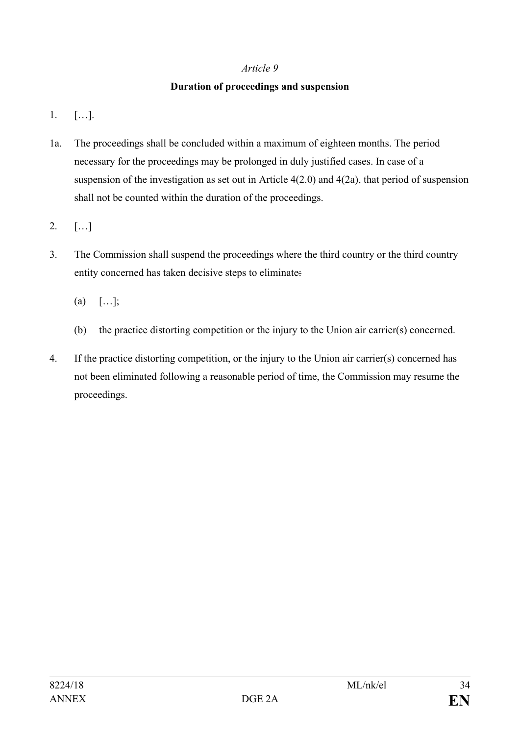*Article 9*

**Duration of proceedings and suspension**

1. […].

1a. The proceedings shall be concluded within a maximum of eighteen months. The period necessary for the proceedings may be prolonged in duly justified cases. In case of a suspension of the investigation as set out in Article 4(2.0) and 4(2a), that period of suspension shall not be counted within the duration of the proceedings.

2. […]

3. The Commission shall suspend the proceedings where the third country or the third country entity concerned has taken decisive steps to eliminate:

   (a) […];

   (b) the practice distorting competition or the injury to the Union air carrier(s) concerned.

4. If the practice distorting competition, or the injury to the Union air carrier(s) concerned has not been eliminated following a reasonable period of time, the Commission may resume the proceedings.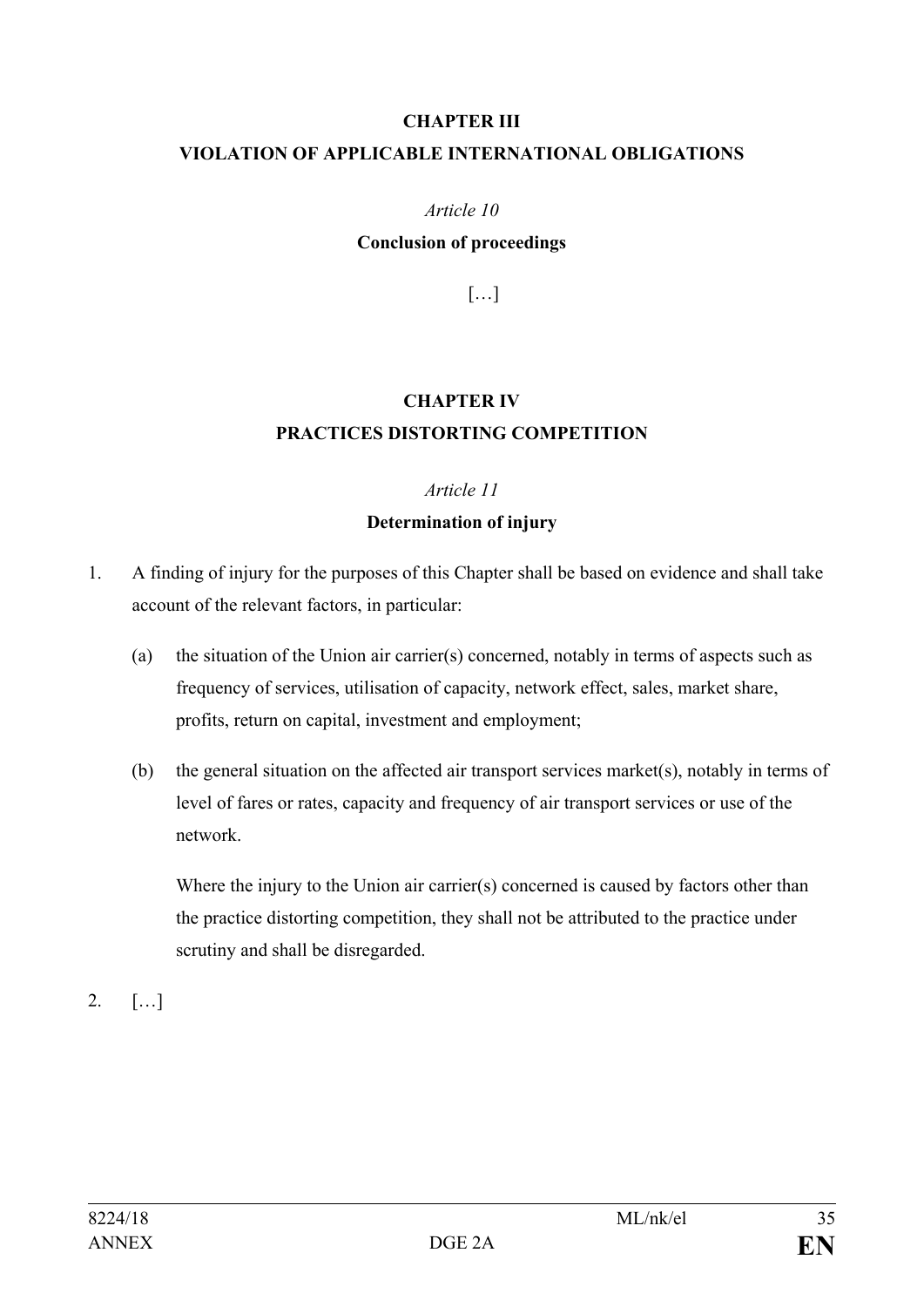## CHAPTER III

## VIOLATION OF APPLICABLE INTERNATIONAL OBLIGATIONS

*Article 10*

**Conclusion of proceedings**

[…]

## CHAPTER IV

## PRACTICES DISTORTING COMPETITION

*Article 11*

**Determination of injury**

1. A finding of injury for the purposes of this Chapter shall be based on evidence and shall take account of the relevant factors, in particular:

   (a) the situation of the Union air carrier(s) concerned, notably in terms of aspects such as frequency of services, utilisation of capacity, network effect, sales, market share, profits, return on capital, investment and employment;

   (b) the general situation on the affected air transport services market(s), notably in terms of level of fares or rates, capacity and frequency of air transport services or use of the network.

   Where the injury to the Union air carrier(s) concerned is caused by factors other than the practice distorting competition, they shall not be attributed to the practice under scrutiny and shall be disregarded.

2. […]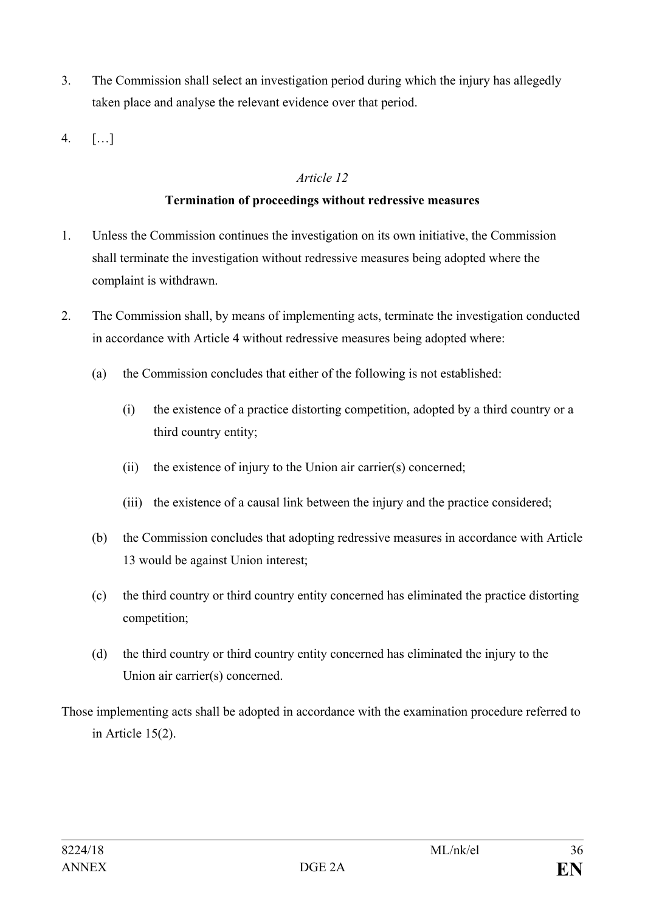3. The Commission shall select an investigation period during which the injury has allegedly taken place and analyse the relevant evidence over that period.

4. […]

*Article 12*

**Termination of proceedings without redressive measures**

1. Unless the Commission continues the investigation on its own initiative, the Commission shall terminate the investigation without redressive measures being adopted where the complaint is withdrawn.

2. The Commission shall, by means of implementing acts, terminate the investigation conducted in accordance with Article 4 without redressive measures being adopted where:

   (a) the Commission concludes that either of the following is not established:

      (i) the existence of a practice distorting competition, adopted by a third country or a third country entity;

      (ii) the existence of injury to the Union air carrier(s) concerned;

      (iii) the existence of a causal link between the injury and the practice considered;

   (b) the Commission concludes that adopting redressive measures in accordance with Article 13 would be against Union interest;

   (c) the third country or third country entity concerned has eliminated the practice distorting competition;

   (d) the third country or third country entity concerned has eliminated the injury to the Union air carrier(s) concerned.

Those implementing acts shall be adopted in accordance with the examination procedure referred to in Article 15(2).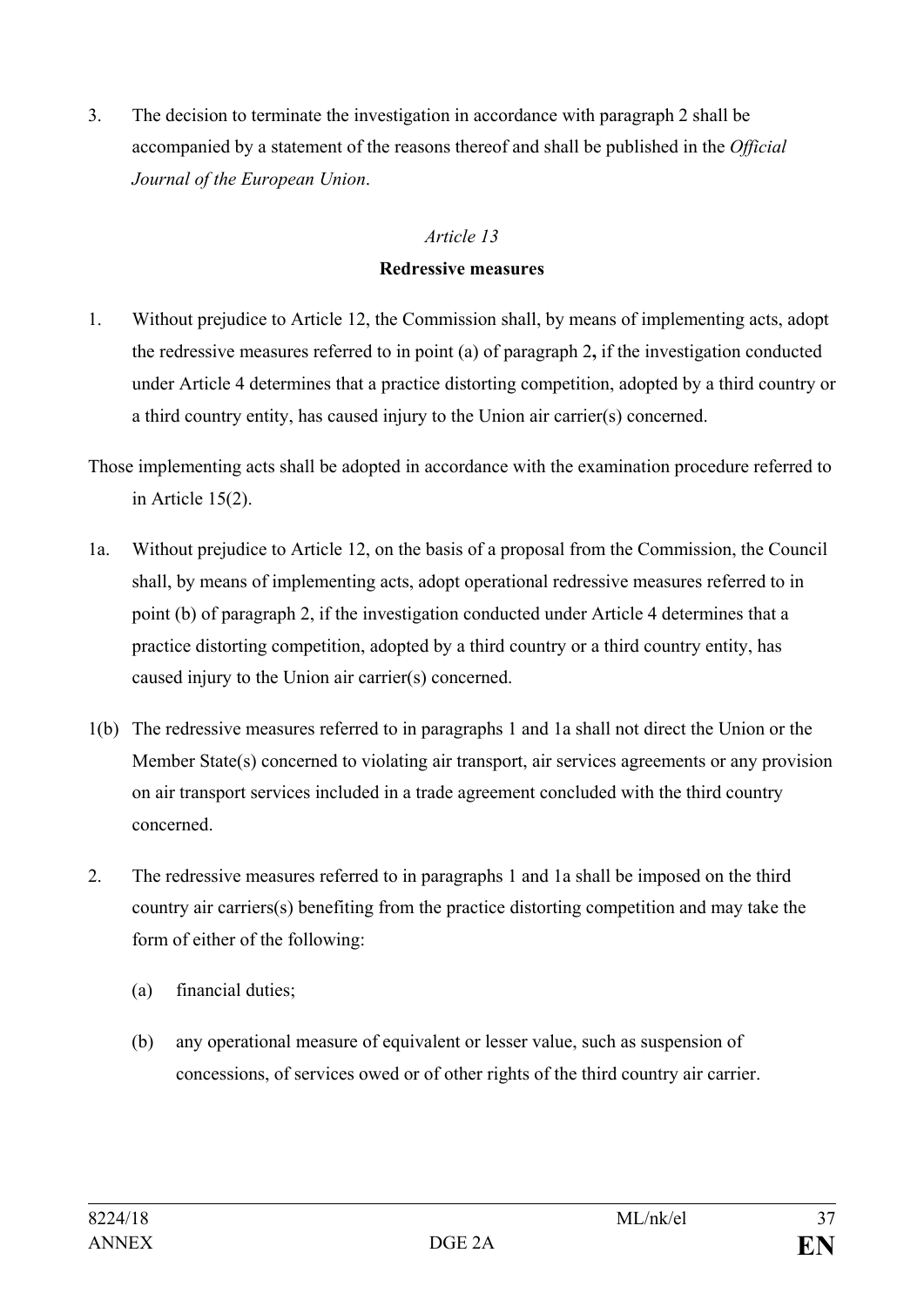3. The decision to terminate the investigation in accordance with paragraph 2 shall be accompanied by a statement of the reasons thereof and shall be published in the *Official Journal of the European Union*.

*Article 13*

**Redressive measures**

1. Without prejudice to Article 12, the Commission shall, by means of implementing acts, adopt the redressive measures referred to in point (a) of paragraph 2**,** if the investigation conducted under Article 4 determines that a practice distorting competition, adopted by a third country or a third country entity, has caused injury to the Union air carrier(s) concerned.

Those implementing acts shall be adopted in accordance with the examination procedure referred to in Article 15(2).

1a. Without prejudice to Article 12, on the basis of a proposal from the Commission, the Council shall, by means of implementing acts, adopt operational redressive measures referred to in point (b) of paragraph 2, if the investigation conducted under Article 4 determines that a practice distorting competition, adopted by a third country or a third country entity, has caused injury to the Union air carrier(s) concerned.

1(b) The redressive measures referred to in paragraphs 1 and 1a shall not direct the Union or the Member State(s) concerned to violating air transport, air services agreements or any provision on air transport services included in a trade agreement concluded with the third country concerned.

2. The redressive measures referred to in paragraphs 1 and 1a shall be imposed on the third country air carriers(s) benefiting from the practice distorting competition and may take the form of either of the following:

   (a) financial duties;

   (b) any operational measure of equivalent or lesser value, such as suspension of concessions, of services owed or of other rights of the third country air carrier.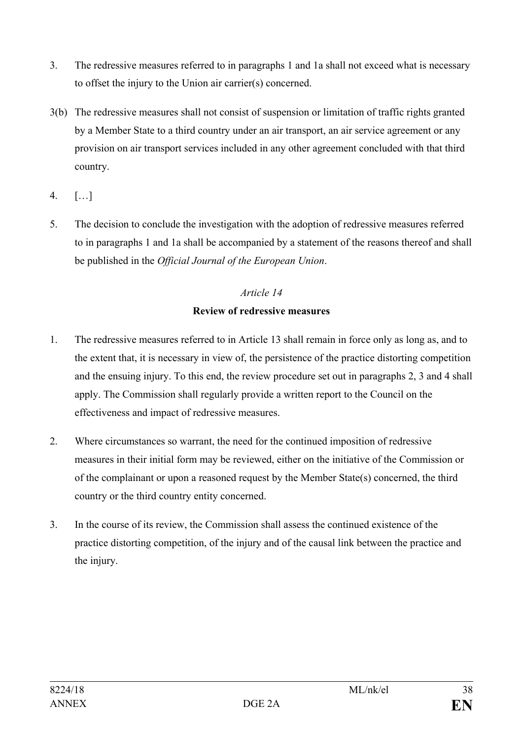3. The redressive measures referred to in paragraphs 1 and 1a shall not exceed what is necessary to offset the injury to the Union air carrier(s) concerned.

3(b) The redressive measures shall not consist of suspension or limitation of traffic rights granted by a Member State to a third country under an air transport, an air service agreement or any provision on air transport services included in any other agreement concluded with that third country.

4. […]

5. The decision to conclude the investigation with the adoption of redressive measures referred to in paragraphs 1 and 1a shall be accompanied by a statement of the reasons thereof and shall be published in the *Official Journal of the European Union*.

*Article 14*

**Review of redressive measures**

1. The redressive measures referred to in Article 13 shall remain in force only as long as, and to the extent that, it is necessary in view of, the persistence of the practice distorting competition and the ensuing injury. To this end, the review procedure set out in paragraphs 2, 3 and 4 shall apply. The Commission shall regularly provide a written report to the Council on the effectiveness and impact of redressive measures.

2. Where circumstances so warrant, the need for the continued imposition of redressive measures in their initial form may be reviewed, either on the initiative of the Commission or of the complainant or upon a reasoned request by the Member State(s) concerned, the third country or the third country entity concerned.

3. In the course of its review, the Commission shall assess the continued existence of the practice distorting competition, of the injury and of the causal link between the practice and the injury.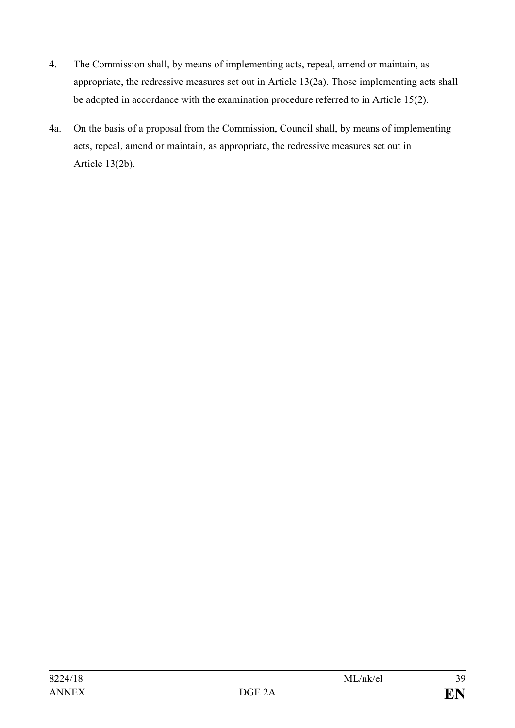4. The Commission shall, by means of implementing acts, repeal, amend or maintain, as appropriate, the redressive measures set out in Article 13(2a). Those implementing acts shall be adopted in accordance with the examination procedure referred to in Article 15(2).

4a. On the basis of a proposal from the Commission, Council shall, by means of implementing acts, repeal, amend or maintain, as appropriate, the redressive measures set out in Article 13(2b).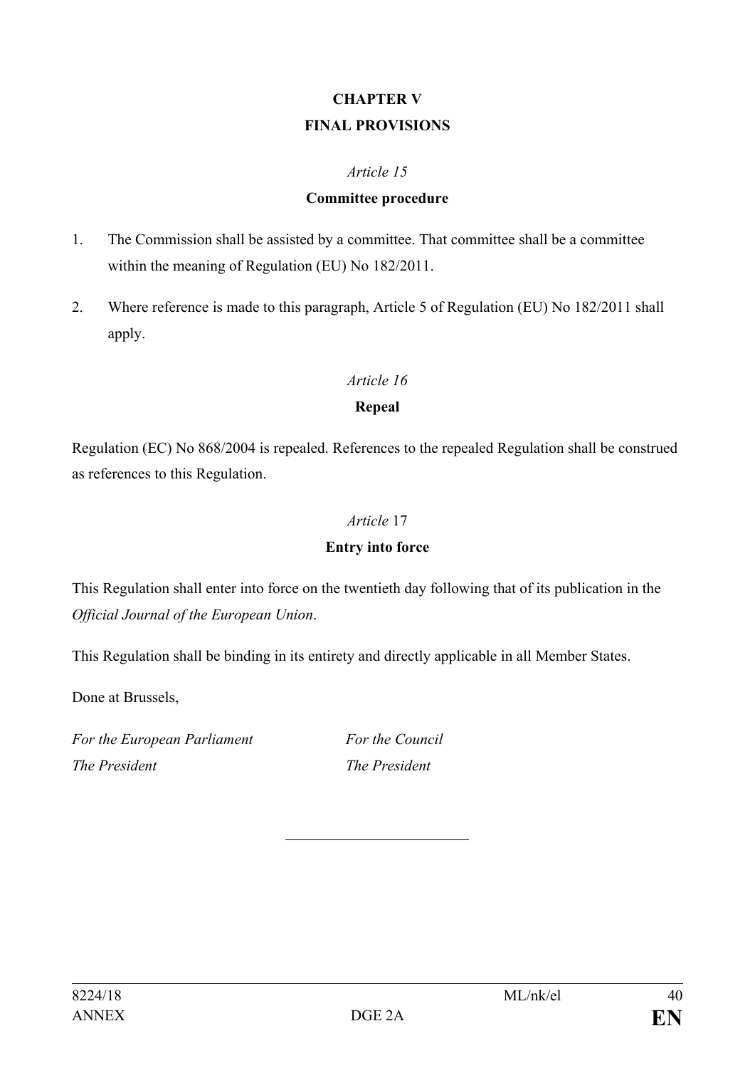## CHAPTER V
## FINAL PROVISIONS

*Article 15*

**Committee procedure**

1. The Commission shall be assisted by a committee. That committee shall be a committee within the meaning of Regulation (EU) No 182/2011.

2. Where reference is made to this paragraph, Article 5 of Regulation (EU) No 182/2011 shall apply.

*Article 16*

**Repeal**

Regulation (EC) No 868/2004 is repealed. References to the repealed Regulation shall be construed as references to this Regulation.

*Article* 17

**Entry into force**

This Regulation shall enter into force on the twentieth day following that of its publication in the *Official Journal of the European Union*.

This Regulation shall be binding in its entirety and directly applicable in all Member States.

Done at Brussels,

*For the European Parliament* *For the Council*
*The President* *The President*